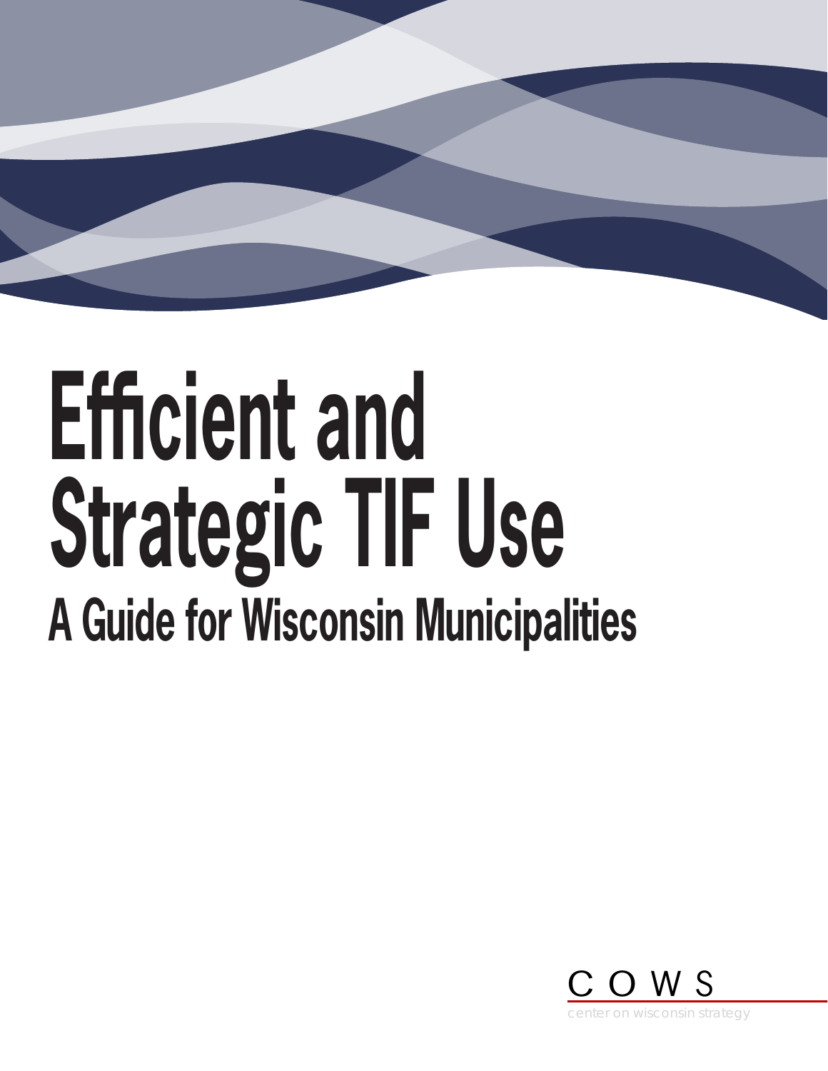# Efficient and Strategic TIF Use

## A Guide for Wisconsin Municipalities

COWS

center on wisconsin strategy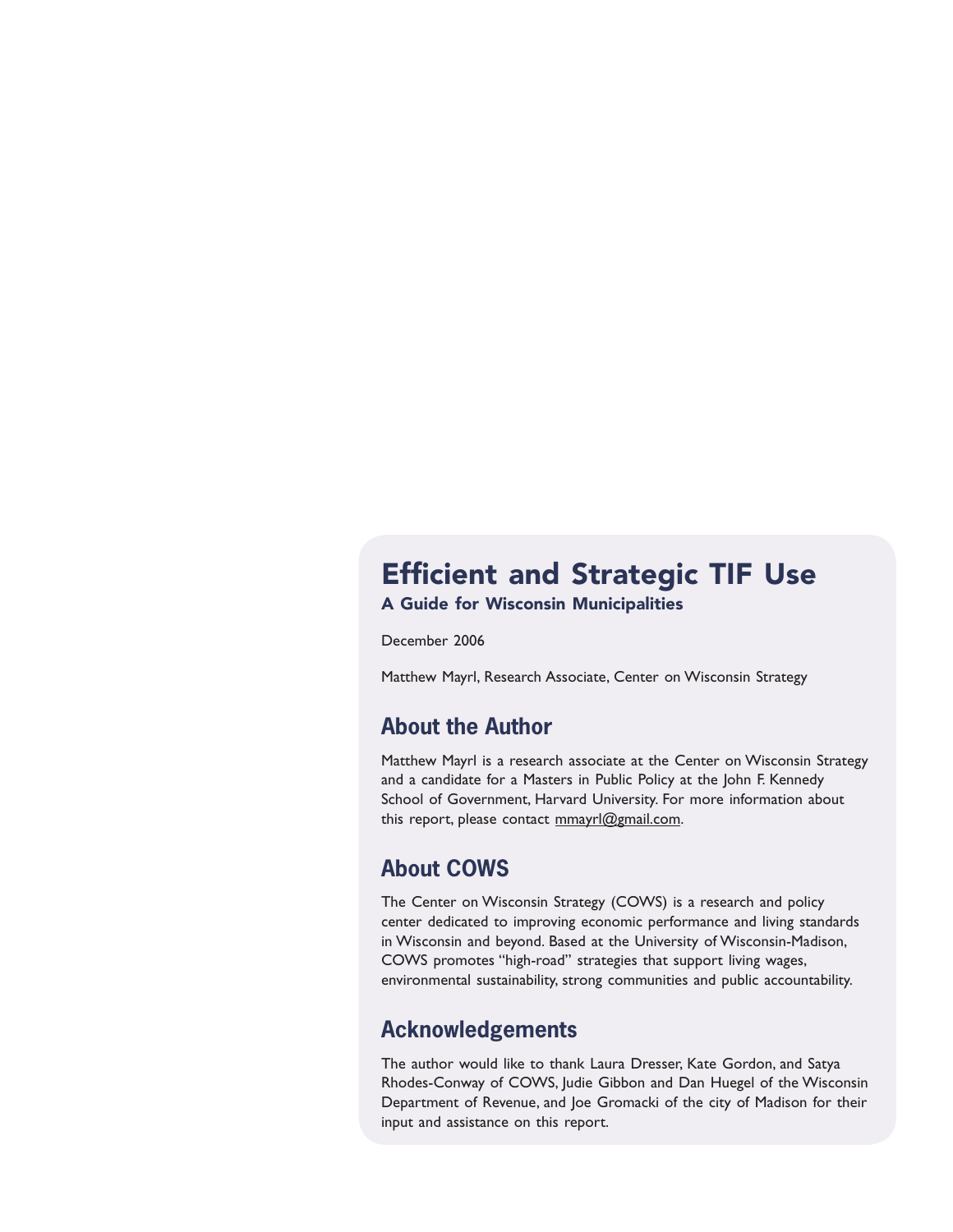# Efficient and Strategic TIF Use

### A Guide for Wisconsin Municipalities

December 2006

Matthew Mayrl, Research Associate, Center on Wisconsin Strategy

## About the Author

Matthew Mayrl is a research associate at the Center on Wisconsin Strategy and a candidate for a Masters in Public Policy at the John F. Kennedy School of Government, Harvard University. For more information about this report, please contact mmayrl@gmail.com.

## About COWS

The Center on Wisconsin Strategy (COWS) is a research and policy center dedicated to improving economic performance and living standards in Wisconsin and beyond. Based at the University of Wisconsin-Madison, COWS promotes "high-road" strategies that support living wages, environmental sustainability, strong communities and public accountability.

## Acknowledgements

The author would like to thank Laura Dresser, Kate Gordon, and Satya Rhodes-Conway of COWS, Judie Gibbon and Dan Huegel of the Wisconsin Department of Revenue, and Joe Gromacki of the city of Madison for their input and assistance on this report.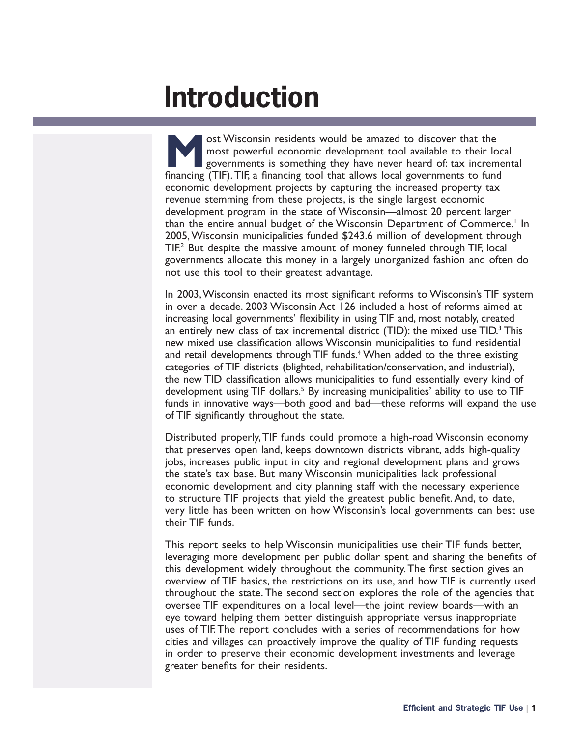# Introduction

Most Wisconsin residents would be amazed to discover that the most powerful economic development tool available to their local governments is something they have never heard of: tax incremental financing (TIF). TIF, a financing tool that allows local governments to fund economic development projects by capturing the increased property tax revenue stemming from these projects, is the single largest economic development program in the state of Wisconsin—almost 20 percent larger than the entire annual budget of the Wisconsin Department of Commerce.[1] In 2005, Wisconsin municipalities funded $243.6 million of development through TIF.[2] But despite the massive amount of money funneled through TIF, local governments allocate this money in a largely unorganized fashion and often do not use this tool to their greatest advantage.

In 2003, Wisconsin enacted its most significant reforms to Wisconsin's TIF system in over a decade. 2003 Wisconsin Act 126 included a host of reforms aimed at increasing local governments' flexibility in using TIF and, most notably, created an entirely new class of tax incremental district (TID): the mixed use TID.[3] This new mixed use classification allows Wisconsin municipalities to fund residential and retail developments through TIF funds.[4] When added to the three existing categories of TIF districts (blighted, rehabilitation/conservation, and industrial), the new TID classification allows municipalities to fund essentially every kind of development using TIF dollars.[5] By increasing municipalities' ability to use to TIF funds in innovative ways—both good and bad—these reforms will expand the use of TIF significantly throughout the state.

Distributed properly, TIF funds could promote a high-road Wisconsin economy that preserves open land, keeps downtown districts vibrant, adds high-quality jobs, increases public input in city and regional development plans and grows the state's tax base. But many Wisconsin municipalities lack professional economic development and city planning staff with the necessary experience to structure TIF projects that yield the greatest public benefit. And, to date, very little has been written on how Wisconsin's local governments can best use their TIF funds.

This report seeks to help Wisconsin municipalities use their TIF funds better, leveraging more development per public dollar spent and sharing the benefits of this development widely throughout the community. The first section gives an overview of TIF basics, the restrictions on its use, and how TIF is currently used throughout the state. The second section explores the role of the agencies that oversee TIF expenditures on a local level—the joint review boards—with an eye toward helping them better distinguish appropriate versus inappropriate uses of TIF. The report concludes with a series of recommendations for how cities and villages can proactively improve the quality of TIF funding requests in order to preserve their economic development investments and leverage greater benefits for their residents.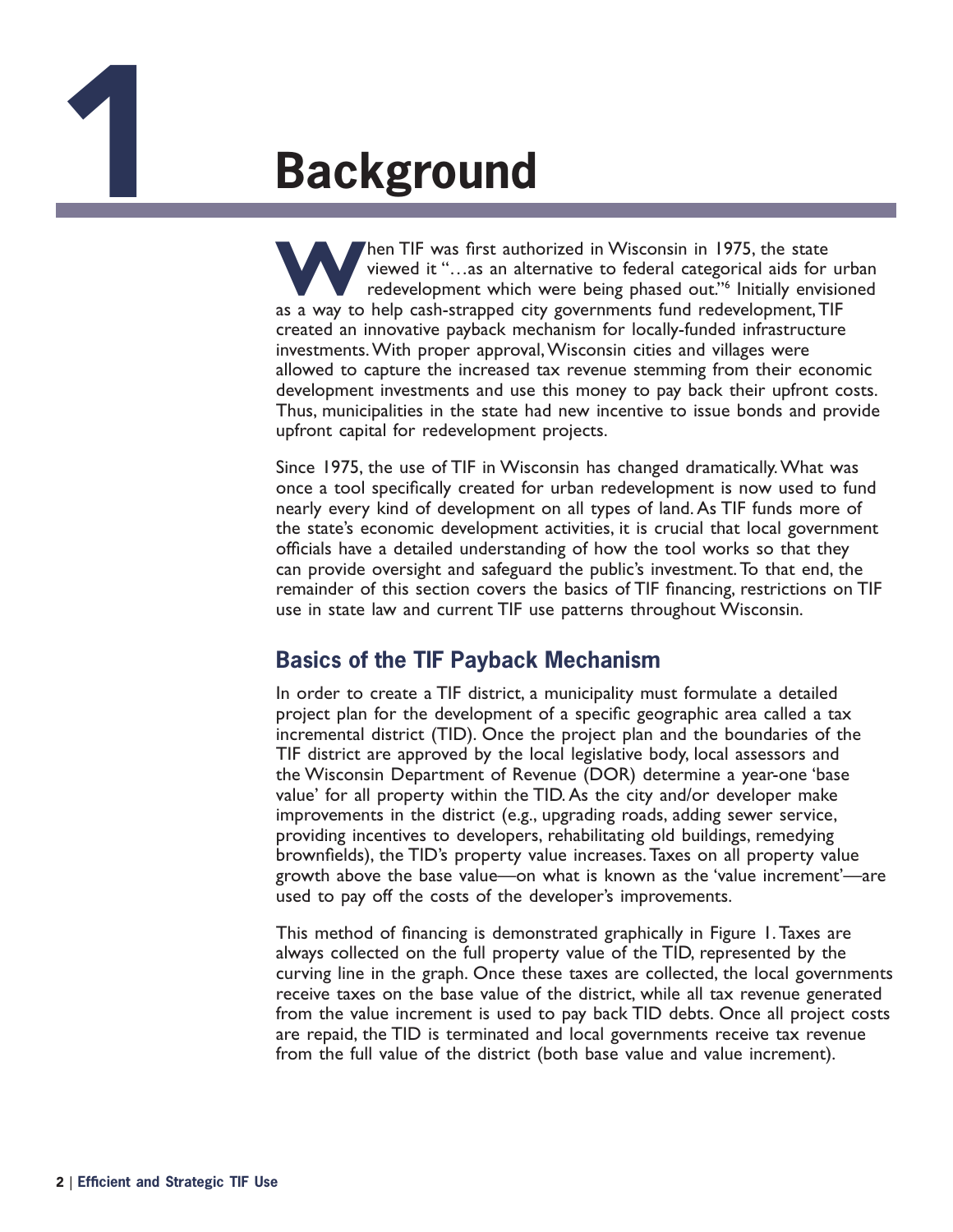# 1 Background

When TIF was first authorized in Wisconsin in 1975, the state viewed it "…as an alternative to federal categorical aids for urban redevelopment which were being phased out."[6] Initially envisioned as a way to help cash-strapped city governments fund redevelopment, TIF created an innovative payback mechanism for locally-funded infrastructure investments. With proper approval, Wisconsin cities and villages were allowed to capture the increased tax revenue stemming from their economic development investments and use this money to pay back their upfront costs. Thus, municipalities in the state had new incentive to issue bonds and provide upfront capital for redevelopment projects.

Since 1975, the use of TIF in Wisconsin has changed dramatically. What was once a tool specifically created for urban redevelopment is now used to fund nearly every kind of development on all types of land. As TIF funds more of the state's economic development activities, it is crucial that local government officials have a detailed understanding of how the tool works so that they can provide oversight and safeguard the public's investment. To that end, the remainder of this section covers the basics of TIF financing, restrictions on TIF use in state law and current TIF use patterns throughout Wisconsin.

## Basics of the TIF Payback Mechanism

In order to create a TIF district, a municipality must formulate a detailed project plan for the development of a specific geographic area called a tax incremental district (TID). Once the project plan and the boundaries of the TIF district are approved by the local legislative body, local assessors and the Wisconsin Department of Revenue (DOR) determine a year-one 'base value' for all property within the TID. As the city and/or developer make improvements in the district (e.g., upgrading roads, adding sewer service, providing incentives to developers, rehabilitating old buildings, remedying brownfields), the TID's property value increases. Taxes on all property value growth above the base value—on what is known as the 'value increment'—are used to pay off the costs of the developer's improvements.

This method of financing is demonstrated graphically in Figure 1. Taxes are always collected on the full property value of the TID, represented by the curving line in the graph. Once these taxes are collected, the local governments receive taxes on the base value of the district, while all tax revenue generated from the value increment is used to pay back TID debts. Once all project costs are repaid, the TID is terminated and local governments receive tax revenue from the full value of the district (both base value and value increment).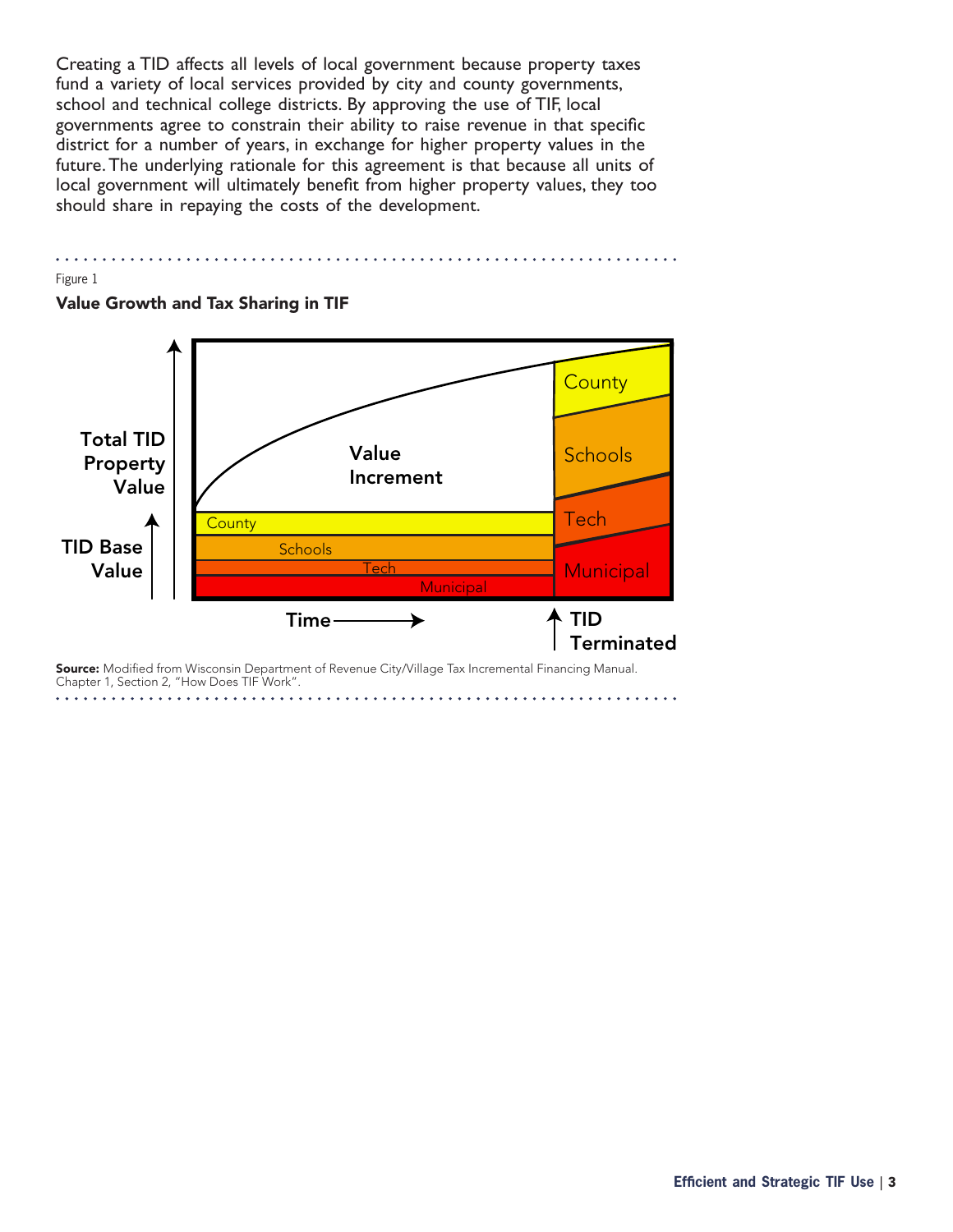Creating a TID affects all levels of local government because property taxes fund a variety of local services provided by city and county governments, school and technical college districts. By approving the use of TIF, local governments agree to constrain their ability to raise revenue in that specific district for a number of years, in exchange for higher property values in the future. The underlying rationale for this agreement is that because all units of local government will ultimately benefit from higher property values, they too should share in repaying the costs of the development.

Figure 1

**Value Growth and Tax Sharing in TIF**

Total TID Property Value

TID Base Value

Value Increment

County

Schools

Tech

Municipal

County

Schools

Tech

Municipal

Time

TID Terminated

**Source:** Modified from Wisconsin Department of Revenue City/Village Tax Incremental Financing Manual. Chapter 1, Section 2, "How Does TIF Work".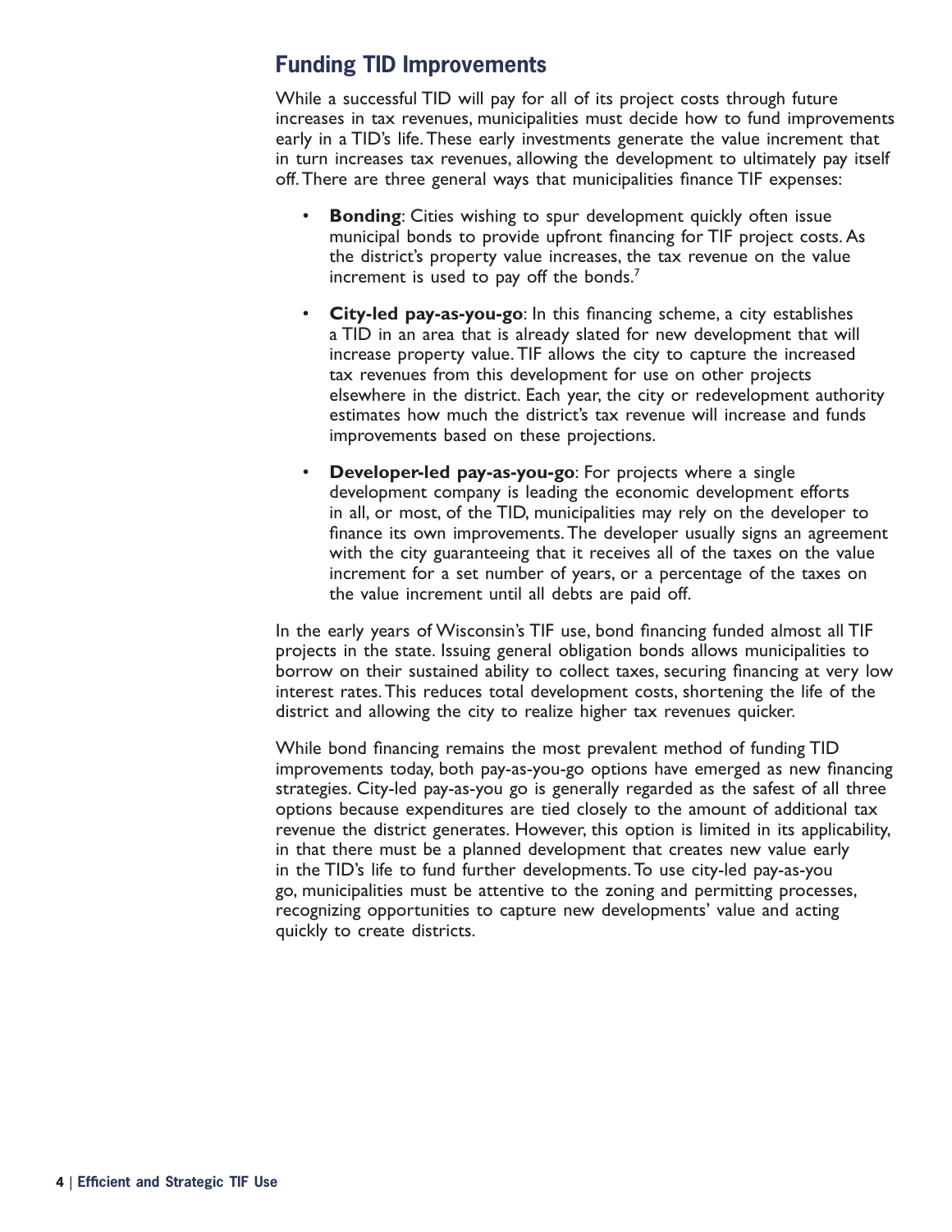## Funding TID Improvements

While a successful TID will pay for all of its project costs through future increases in tax revenues, municipalities must decide how to fund improvements early in a TID's life. These early investments generate the value increment that in turn increases tax revenues, allowing the development to ultimately pay itself off. There are three general ways that municipalities finance TIF expenses:

- **Bonding**: Cities wishing to spur development quickly often issue municipal bonds to provide upfront financing for TIF project costs. As the district's property value increases, the tax revenue on the value increment is used to pay off the bonds.[7]
- **City-led pay-as-you-go**: In this financing scheme, a city establishes a TID in an area that is already slated for new development that will increase property value. TIF allows the city to capture the increased tax revenues from this development for use on other projects elsewhere in the district. Each year, the city or redevelopment authority estimates how much the district's tax revenue will increase and funds improvements based on these projections.
- **Developer-led pay-as-you-go**: For projects where a single development company is leading the economic development efforts in all, or most, of the TID, municipalities may rely on the developer to finance its own improvements. The developer usually signs an agreement with the city guaranteeing that it receives all of the taxes on the value increment for a set number of years, or a percentage of the taxes on the value increment until all debts are paid off.

In the early years of Wisconsin's TIF use, bond financing funded almost all TIF projects in the state. Issuing general obligation bonds allows municipalities to borrow on their sustained ability to collect taxes, securing financing at very low interest rates. This reduces total development costs, shortening the life of the district and allowing the city to realize higher tax revenues quicker.

While bond financing remains the most prevalent method of funding TID improvements today, both pay-as-you-go options have emerged as new financing strategies. City-led pay-as-you go is generally regarded as the safest of all three options because expenditures are tied closely to the amount of additional tax revenue the district generates. However, this option is limited in its applicability, in that there must be a planned development that creates new value early in the TID's life to fund further developments. To use city-led pay-as-you go, municipalities must be attentive to the zoning and permitting processes, recognizing opportunities to capture new developments' value and acting quickly to create districts.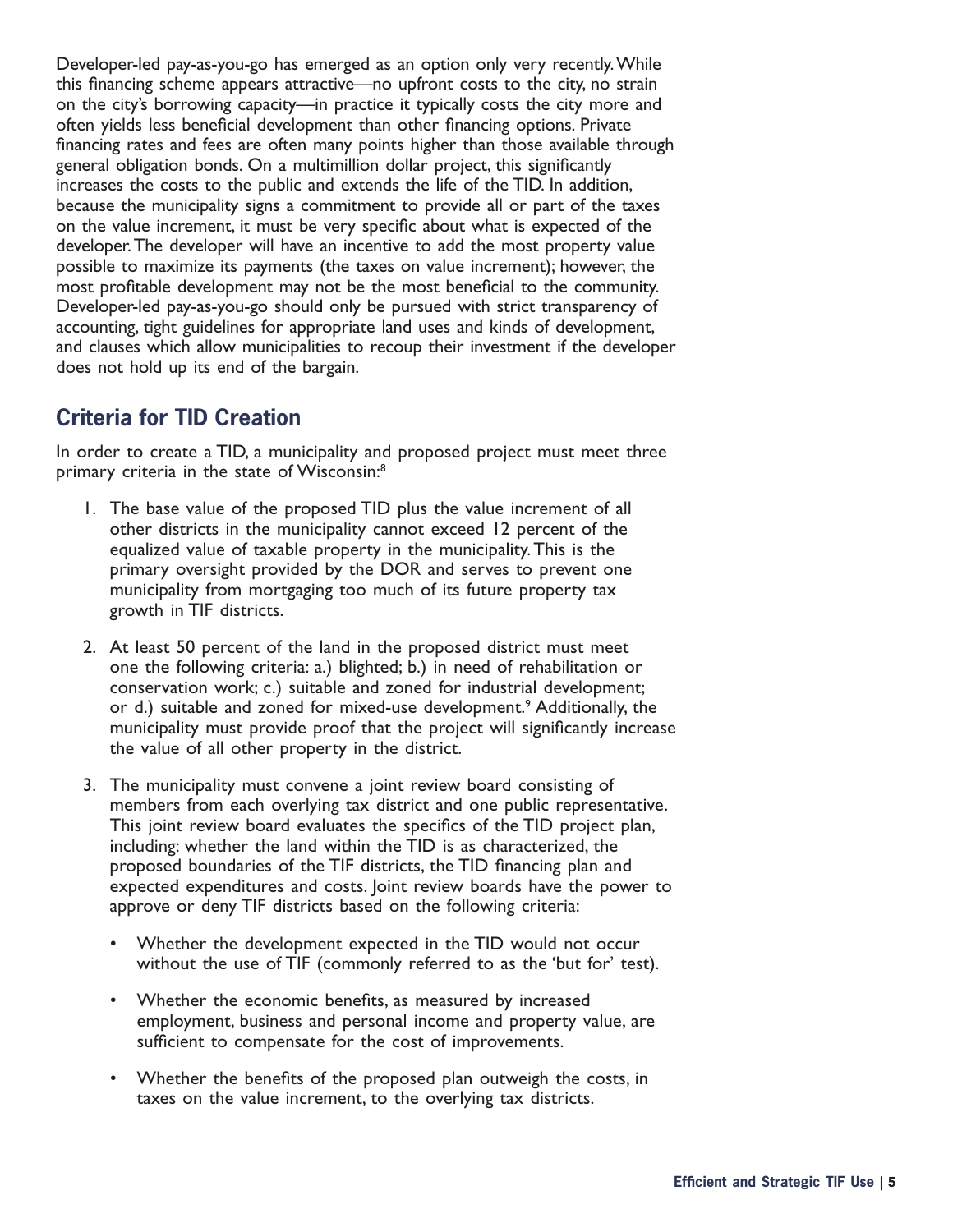Developer-led pay-as-you-go has emerged as an option only very recently. While this financing scheme appears attractive—no upfront costs to the city, no strain on the city's borrowing capacity—in practice it typically costs the city more and often yields less beneficial development than other financing options. Private financing rates and fees are often many points higher than those available through general obligation bonds. On a multimillion dollar project, this significantly increases the costs to the public and extends the life of the TID. In addition, because the municipality signs a commitment to provide all or part of the taxes on the value increment, it must be very specific about what is expected of the developer. The developer will have an incentive to add the most property value possible to maximize its payments (the taxes on value increment); however, the most profitable development may not be the most beneficial to the community. Developer-led pay-as-you-go should only be pursued with strict transparency of accounting, tight guidelines for appropriate land uses and kinds of development, and clauses which allow municipalities to recoup their investment if the developer does not hold up its end of the bargain.

## Criteria for TID Creation

In order to create a TID, a municipality and proposed project must meet three primary criteria in the state of Wisconsin:[8]

1. The base value of the proposed TID plus the value increment of all other districts in the municipality cannot exceed 12 percent of the equalized value of taxable property in the municipality. This is the primary oversight provided by the DOR and serves to prevent one municipality from mortgaging too much of its future property tax growth in TIF districts.

2. At least 50 percent of the land in the proposed district must meet one the following criteria: a.) blighted; b.) in need of rehabilitation or conservation work; c.) suitable and zoned for industrial development; or d.) suitable and zoned for mixed-use development.[9] Additionally, the municipality must provide proof that the project will significantly increase the value of all other property in the district.

3. The municipality must convene a joint review board consisting of members from each overlying tax district and one public representative. This joint review board evaluates the specifics of the TID project plan, including: whether the land within the TID is as characterized, the proposed boundaries of the TIF districts, the TID financing plan and expected expenditures and costs. Joint review boards have the power to approve or deny TIF districts based on the following criteria:

   - Whether the development expected in the TID would not occur without the use of TIF (commonly referred to as the 'but for' test).

   - Whether the economic benefits, as measured by increased employment, business and personal income and property value, are sufficient to compensate for the cost of improvements.

   - Whether the benefits of the proposed plan outweigh the costs, in taxes on the value increment, to the overlying tax districts.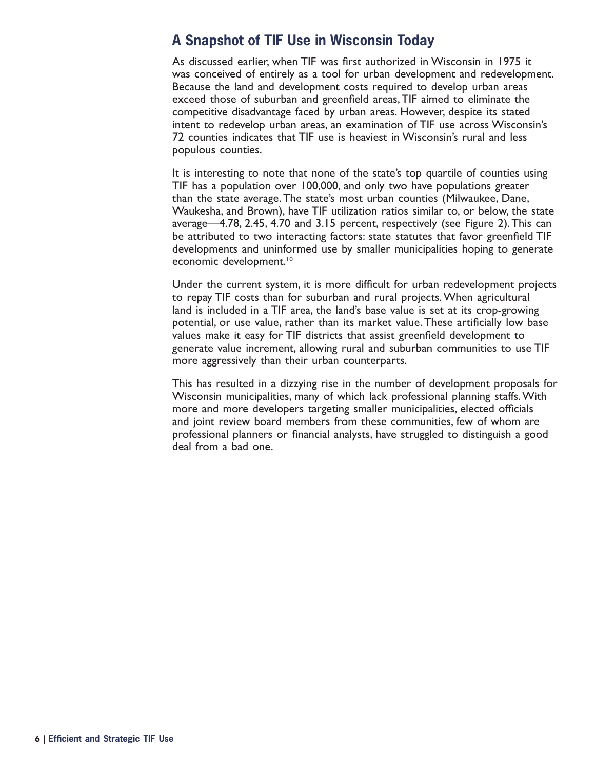## A Snapshot of TIF Use in Wisconsin Today

As discussed earlier, when TIF was first authorized in Wisconsin in 1975 it was conceived of entirely as a tool for urban development and redevelopment. Because the land and development costs required to develop urban areas exceed those of suburban and greenfield areas, TIF aimed to eliminate the competitive disadvantage faced by urban areas. However, despite its stated intent to redevelop urban areas, an examination of TIF use across Wisconsin's 72 counties indicates that TIF use is heaviest in Wisconsin's rural and less populous counties.

It is interesting to note that none of the state's top quartile of counties using TIF has a population over 100,000, and only two have populations greater than the state average. The state's most urban counties (Milwaukee, Dane, Waukesha, and Brown), have TIF utilization ratios similar to, or below, the state average—4.78, 2.45, 4.70 and 3.15 percent, respectively (see Figure 2). This can be attributed to two interacting factors: state statutes that favor greenfield TIF developments and uninformed use by smaller municipalities hoping to generate economic development.[10]

Under the current system, it is more difficult for urban redevelopment projects to repay TIF costs than for suburban and rural projects. When agricultural land is included in a TIF area, the land's base value is set at its crop-growing potential, or use value, rather than its market value. These artificially low base values make it easy for TIF districts that assist greenfield development to generate value increment, allowing rural and suburban communities to use TIF more aggressively than their urban counterparts.

This has resulted in a dizzying rise in the number of development proposals for Wisconsin municipalities, many of which lack professional planning staffs. With more and more developers targeting smaller municipalities, elected officials and joint review board members from these communities, few of whom are professional planners or financial analysts, have struggled to distinguish a good deal from a bad one.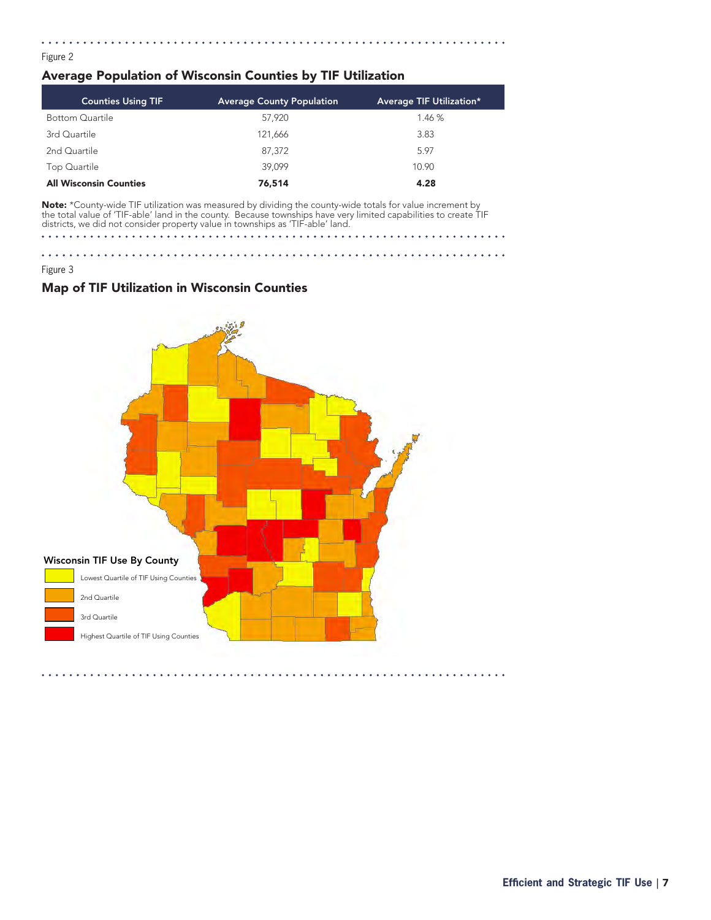Figure 2

## Average Population of Wisconsin Counties by TIF Utilization

| Counties Using TIF | Average County Population | Average TIF Utilization* |
|---|---|---|
| Bottom Quartile | 57,920 | 1.46 % |
| 3rd Quartile | 121,666 | 3.83 |
| 2nd Quartile | 87,372 | 5.97 |
| Top Quartile | 39,099 | 10.90 |
| **All Wisconsin Counties** | **76,514** | **4.28** |

**Note:** *County-wide TIF utilization was measured by dividing the county-wide totals for value increment by the total value of 'TIF-able' land in the county. Because townships have very limited capabilities to create TIF districts, we did not consider property value in townships as 'TIF-able' land.

Figure 3

## Map of TIF Utilization in Wisconsin Counties

**Wisconsin TIF Use By County**

- Lowest Quartile of TIF Using Counties
- 2nd Quartile
- 3rd Quartile
- Highest Quartile of TIF Using Counties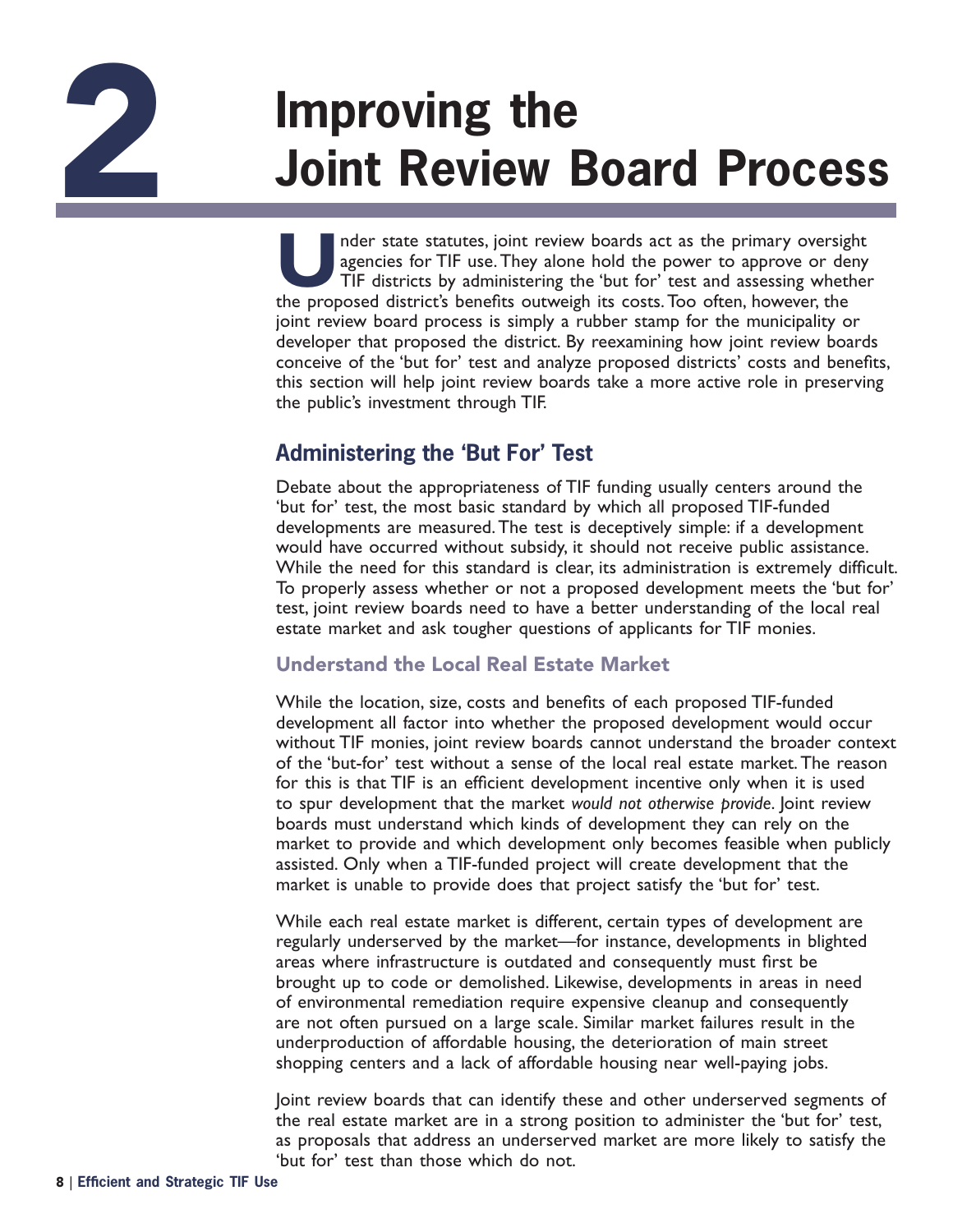// 2 Improving the Joint Review Board Process

# 2 Improving the Joint Review Board Process

Under state statutes, joint review boards act as the primary oversight agencies for TIF use. They alone hold the power to approve or deny TIF districts by administering the 'but for' test and assessing whether the proposed district's benefits outweigh its costs. Too often, however, the joint review board process is simply a rubber stamp for the municipality or developer that proposed the district. By reexamining how joint review boards conceive of the 'but for' test and analyze proposed districts' costs and benefits, this section will help joint review boards take a more active role in preserving the public's investment through TIF.

## Administering the 'But For' Test

Debate about the appropriateness of TIF funding usually centers around the 'but for' test, the most basic standard by which all proposed TIF-funded developments are measured. The test is deceptively simple: if a development would have occurred without subsidy, it should not receive public assistance. While the need for this standard is clear, its administration is extremely difficult. To properly assess whether or not a proposed development meets the 'but for' test, joint review boards need to have a better understanding of the local real estate market and ask tougher questions of applicants for TIF monies.

### Understand the Local Real Estate Market

While the location, size, costs and benefits of each proposed TIF-funded development all factor into whether the proposed development would occur without TIF monies, joint review boards cannot understand the broader context of the 'but-for' test without a sense of the local real estate market. The reason for this is that TIF is an efficient development incentive only when it is used to spur development that the market *would not otherwise provide*. Joint review boards must understand which kinds of development they can rely on the market to provide and which development only becomes feasible when publicly assisted. Only when a TIF-funded project will create development that the market is unable to provide does that project satisfy the 'but for' test.

While each real estate market is different, certain types of development are regularly underserved by the market—for instance, developments in blighted areas where infrastructure is outdated and consequently must first be brought up to code or demolished. Likewise, developments in areas in need of environmental remediation require expensive cleanup and consequently are not often pursued on a large scale. Similar market failures result in the underproduction of affordable housing, the deterioration of main street shopping centers and a lack of affordable housing near well-paying jobs.

Joint review boards that can identify these and other underserved segments of the real estate market are in a strong position to administer the 'but for' test, as proposals that address an underserved market are more likely to satisfy the 'but for' test than those which do not.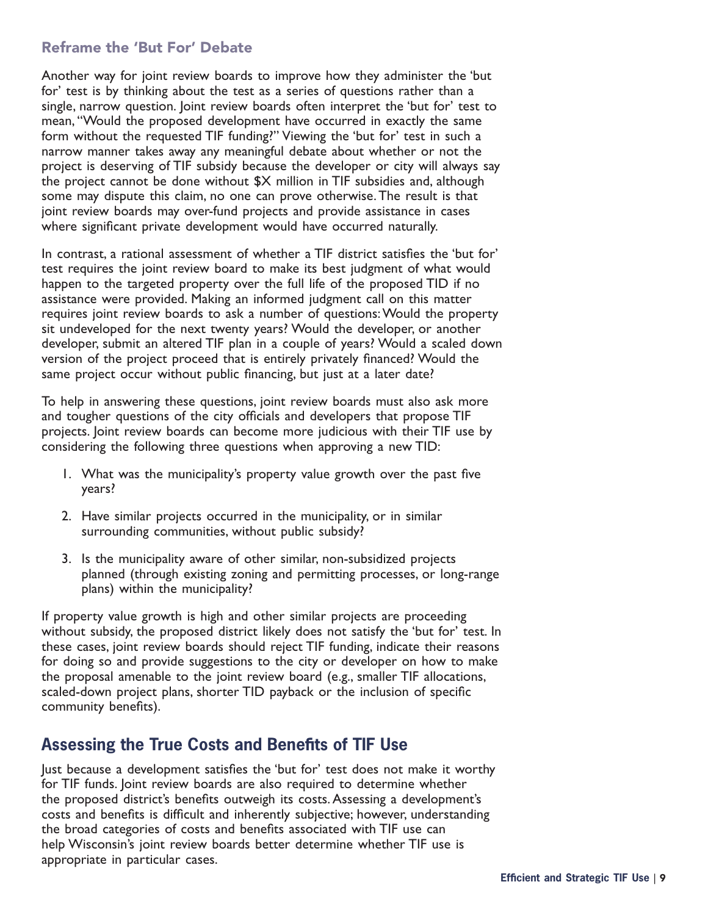### Reframe the 'But For' Debate

Another way for joint review boards to improve how they administer the 'but for' test is by thinking about the test as a series of questions rather than a single, narrow question. Joint review boards often interpret the 'but for' test to mean, "Would the proposed development have occurred in exactly the same form without the requested TIF funding?" Viewing the 'but for' test in such a narrow manner takes away any meaningful debate about whether or not the project is deserving of TIF subsidy because the developer or city will always say the project cannot be done without $X million in TIF subsidies and, although some may dispute this claim, no one can prove otherwise. The result is that joint review boards may over-fund projects and provide assistance in cases where significant private development would have occurred naturally.

In contrast, a rational assessment of whether a TIF district satisfies the 'but for' test requires the joint review board to make its best judgment of what would happen to the targeted property over the full life of the proposed TID if no assistance were provided. Making an informed judgment call on this matter requires joint review boards to ask a number of questions: Would the property sit undeveloped for the next twenty years? Would the developer, or another developer, submit an altered TIF plan in a couple of years? Would a scaled down version of the project proceed that is entirely privately financed? Would the same project occur without public financing, but just at a later date?

To help in answering these questions, joint review boards must also ask more and tougher questions of the city officials and developers that propose TIF projects. Joint review boards can become more judicious with their TIF use by considering the following three questions when approving a new TID:

1. What was the municipality's property value growth over the past five years?
2. Have similar projects occurred in the municipality, or in similar surrounding communities, without public subsidy?
3. Is the municipality aware of other similar, non-subsidized projects planned (through existing zoning and permitting processes, or long-range plans) within the municipality?

If property value growth is high and other similar projects are proceeding without subsidy, the proposed district likely does not satisfy the 'but for' test. In these cases, joint review boards should reject TIF funding, indicate their reasons for doing so and provide suggestions to the city or developer on how to make the proposal amenable to the joint review board (e.g., smaller TIF allocations, scaled-down project plans, shorter TID payback or the inclusion of specific community benefits).

## Assessing the True Costs and Benefits of TIF Use

Just because a development satisfies the 'but for' test does not make it worthy for TIF funds. Joint review boards are also required to determine whether the proposed district's benefits outweigh its costs. Assessing a development's costs and benefits is difficult and inherently subjective; however, understanding the broad categories of costs and benefits associated with TIF use can help Wisconsin's joint review boards better determine whether TIF use is appropriate in particular cases.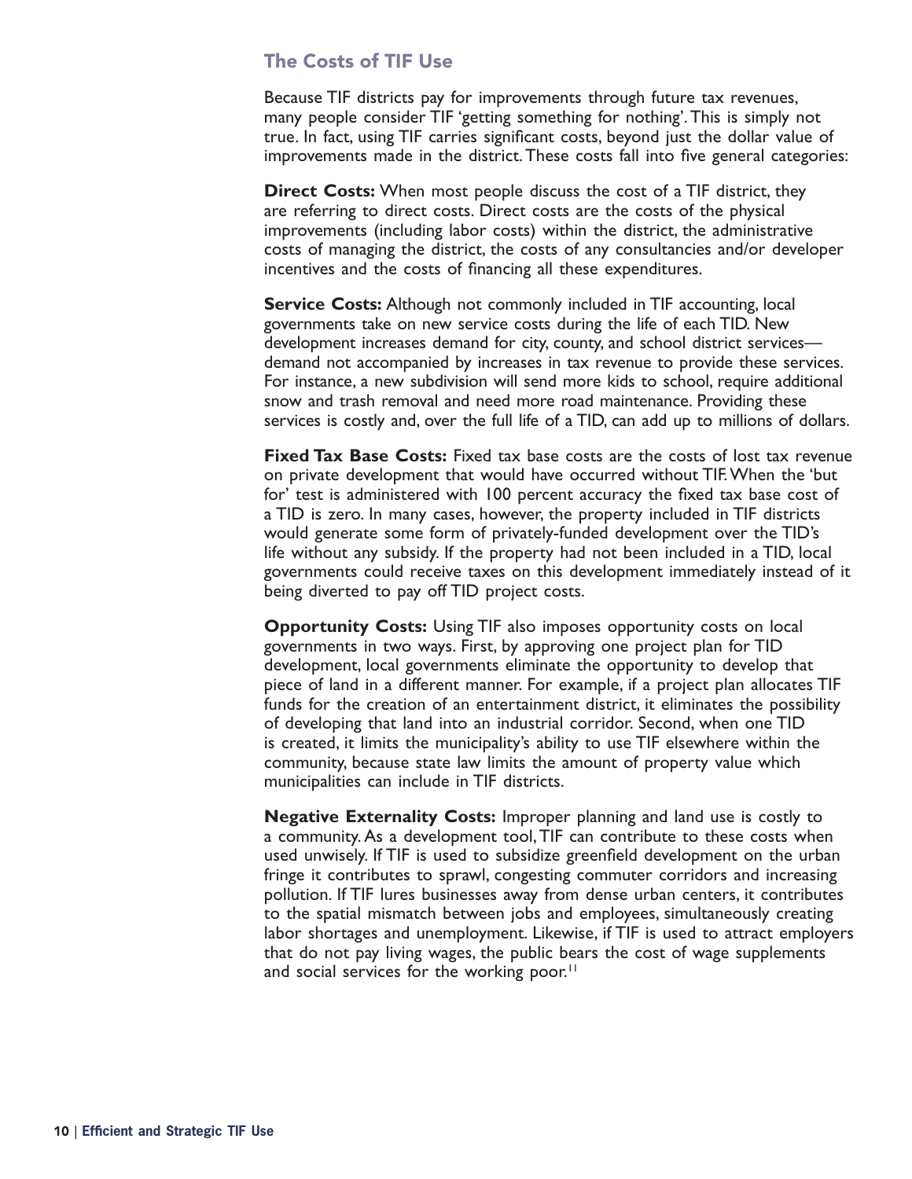## The Costs of TIF Use

Because TIF districts pay for improvements through future tax revenues, many people consider TIF 'getting something for nothing'. This is simply not true. In fact, using TIF carries significant costs, beyond just the dollar value of improvements made in the district. These costs fall into five general categories:

**Direct Costs:** When most people discuss the cost of a TIF district, they are referring to direct costs. Direct costs are the costs of the physical improvements (including labor costs) within the district, the administrative costs of managing the district, the costs of any consultancies and/or developer incentives and the costs of financing all these expenditures.

**Service Costs:** Although not commonly included in TIF accounting, local governments take on new service costs during the life of each TID. New development increases demand for city, county, and school district services—demand not accompanied by increases in tax revenue to provide these services. For instance, a new subdivision will send more kids to school, require additional snow and trash removal and need more road maintenance. Providing these services is costly and, over the full life of a TID, can add up to millions of dollars.

**Fixed Tax Base Costs:** Fixed tax base costs are the costs of lost tax revenue on private development that would have occurred without TIF. When the 'but for' test is administered with 100 percent accuracy the fixed tax base cost of a TID is zero. In many cases, however, the property included in TIF districts would generate some form of privately-funded development over the TID's life without any subsidy. If the property had not been included in a TID, local governments could receive taxes on this development immediately instead of it being diverted to pay off TID project costs.

**Opportunity Costs:** Using TIF also imposes opportunity costs on local governments in two ways. First, by approving one project plan for TID development, local governments eliminate the opportunity to develop that piece of land in a different manner. For example, if a project plan allocates TIF funds for the creation of an entertainment district, it eliminates the possibility of developing that land into an industrial corridor. Second, when one TID is created, it limits the municipality's ability to use TIF elsewhere within the community, because state law limits the amount of property value which municipalities can include in TIF districts.

**Negative Externality Costs:** Improper planning and land use is costly to a community. As a development tool, TIF can contribute to these costs when used unwisely. If TIF is used to subsidize greenfield development on the urban fringe it contributes to sprawl, congesting commuter corridors and increasing pollution. If TIF lures businesses away from dense urban centers, it contributes to the spatial mismatch between jobs and employees, simultaneously creating labor shortages and unemployment. Likewise, if TIF is used to attract employers that do not pay living wages, the public bears the cost of wage supplements and social services for the working poor.[11]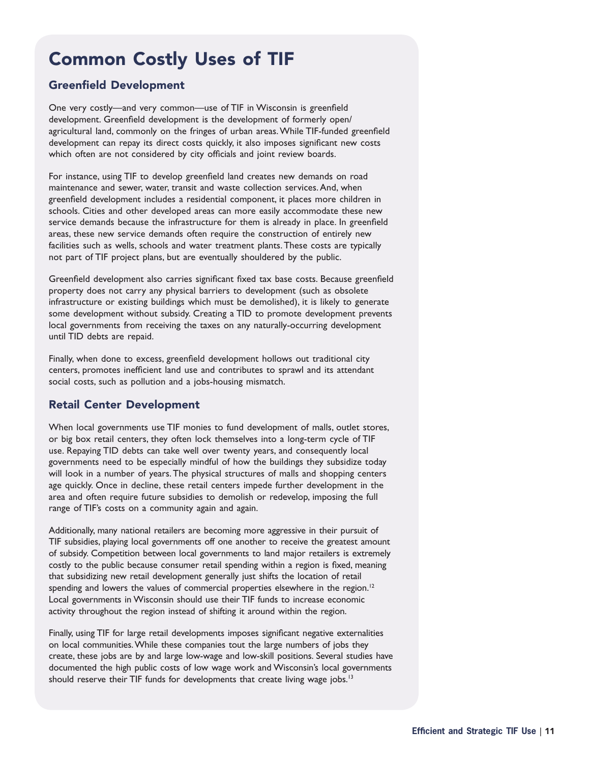# Common Costly Uses of TIF

## Greenfield Development

One very costly—and very common—use of TIF in Wisconsin is greenfield development. Greenfield development is the development of formerly open/agricultural land, commonly on the fringes of urban areas. While TIF-funded greenfield development can repay its direct costs quickly, it also imposes significant new costs which often are not considered by city officials and joint review boards.

For instance, using TIF to develop greenfield land creates new demands on road maintenance and sewer, water, transit and waste collection services. And, when greenfield development includes a residential component, it places more children in schools. Cities and other developed areas can more easily accommodate these new service demands because the infrastructure for them is already in place. In greenfield areas, these new service demands often require the construction of entirely new facilities such as wells, schools and water treatment plants. These costs are typically not part of TIF project plans, but are eventually shouldered by the public.

Greenfield development also carries significant fixed tax base costs. Because greenfield property does not carry any physical barriers to development (such as obsolete infrastructure or existing buildings which must be demolished), it is likely to generate some development without subsidy. Creating a TID to promote development prevents local governments from receiving the taxes on any naturally-occurring development until TID debts are repaid.

Finally, when done to excess, greenfield development hollows out traditional city centers, promotes inefficient land use and contributes to sprawl and its attendant social costs, such as pollution and a jobs-housing mismatch.

## Retail Center Development

When local governments use TIF monies to fund development of malls, outlet stores, or big box retail centers, they often lock themselves into a long-term cycle of TIF use. Repaying TID debts can take well over twenty years, and consequently local governments need to be especially mindful of how the buildings they subsidize today will look in a number of years. The physical structures of malls and shopping centers age quickly. Once in decline, these retail centers impede further development in the area and often require future subsidies to demolish or redevelop, imposing the full range of TIF's costs on a community again and again.

Additionally, many national retailers are becoming more aggressive in their pursuit of TIF subsidies, playing local governments off one another to receive the greatest amount of subsidy. Competition between local governments to land major retailers is extremely costly to the public because consumer retail spending within a region is fixed, meaning that subsidizing new retail development generally just shifts the location of retail spending and lowers the values of commercial properties elsewhere in the region.[12] Local governments in Wisconsin should use their TIF funds to increase economic activity throughout the region instead of shifting it around within the region.

Finally, using TIF for large retail developments imposes significant negative externalities on local communities. While these companies tout the large numbers of jobs they create, these jobs are by and large low-wage and low-skill positions. Several studies have documented the high public costs of low wage work and Wisconsin's local governments should reserve their TIF funds for developments that create living wage jobs.[13]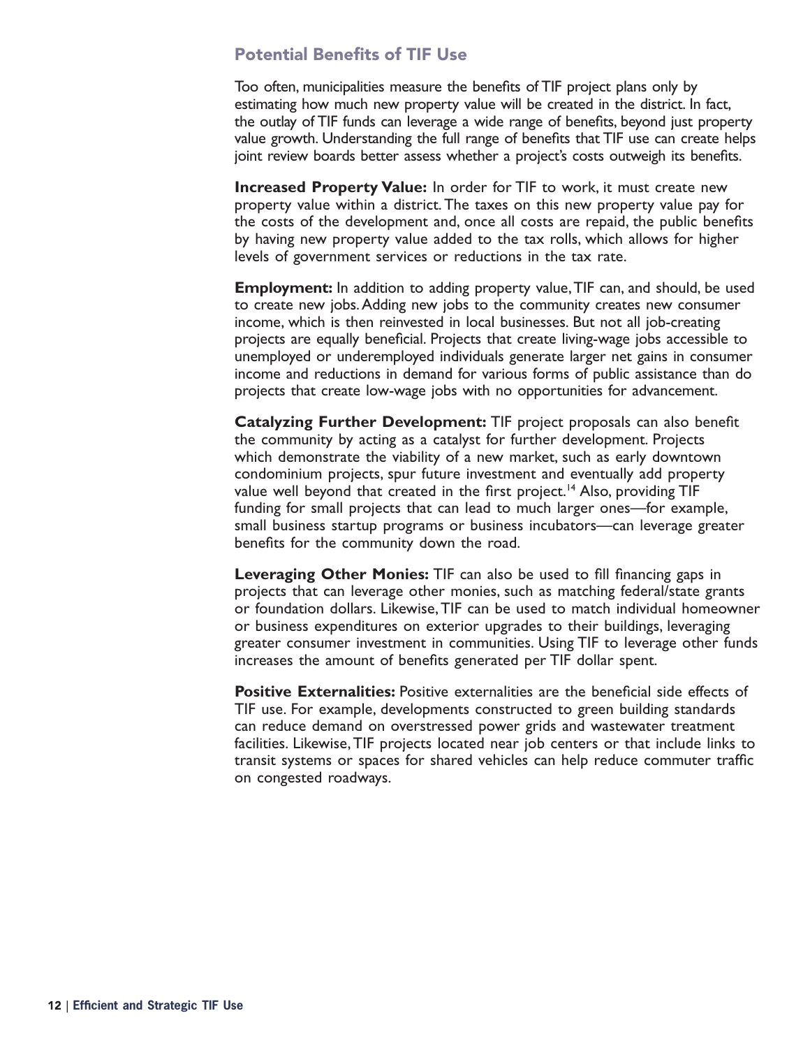## Potential Benefits of TIF Use

Too often, municipalities measure the benefits of TIF project plans only by estimating how much new property value will be created in the district. In fact, the outlay of TIF funds can leverage a wide range of benefits, beyond just property value growth. Understanding the full range of benefits that TIF use can create helps joint review boards better assess whether a project's costs outweigh its benefits.

**Increased Property Value:** In order for TIF to work, it must create new property value within a district. The taxes on this new property value pay for the costs of the development and, once all costs are repaid, the public benefits by having new property value added to the tax rolls, which allows for higher levels of government services or reductions in the tax rate.

**Employment:** In addition to adding property value, TIF can, and should, be used to create new jobs. Adding new jobs to the community creates new consumer income, which is then reinvested in local businesses. But not all job-creating projects are equally beneficial. Projects that create living-wage jobs accessible to unemployed or underemployed individuals generate larger net gains in consumer income and reductions in demand for various forms of public assistance than do projects that create low-wage jobs with no opportunities for advancement.

**Catalyzing Further Development:** TIF project proposals can also benefit the community by acting as a catalyst for further development. Projects which demonstrate the viability of a new market, such as early downtown condominium projects, spur future investment and eventually add property value well beyond that created in the first project.[14] Also, providing TIF funding for small projects that can lead to much larger ones—for example, small business startup programs or business incubators—can leverage greater benefits for the community down the road.

**Leveraging Other Monies:** TIF can also be used to fill financing gaps in projects that can leverage other monies, such as matching federal/state grants or foundation dollars. Likewise, TIF can be used to match individual homeowner or business expenditures on exterior upgrades to their buildings, leveraging greater consumer investment in communities. Using TIF to leverage other funds increases the amount of benefits generated per TIF dollar spent.

**Positive Externalities:** Positive externalities are the beneficial side effects of TIF use. For example, developments constructed to green building standards can reduce demand on overstressed power grids and wastewater treatment facilities. Likewise, TIF projects located near job centers or that include links to transit systems or spaces for shared vehicles can help reduce commuter traffic on congested roadways.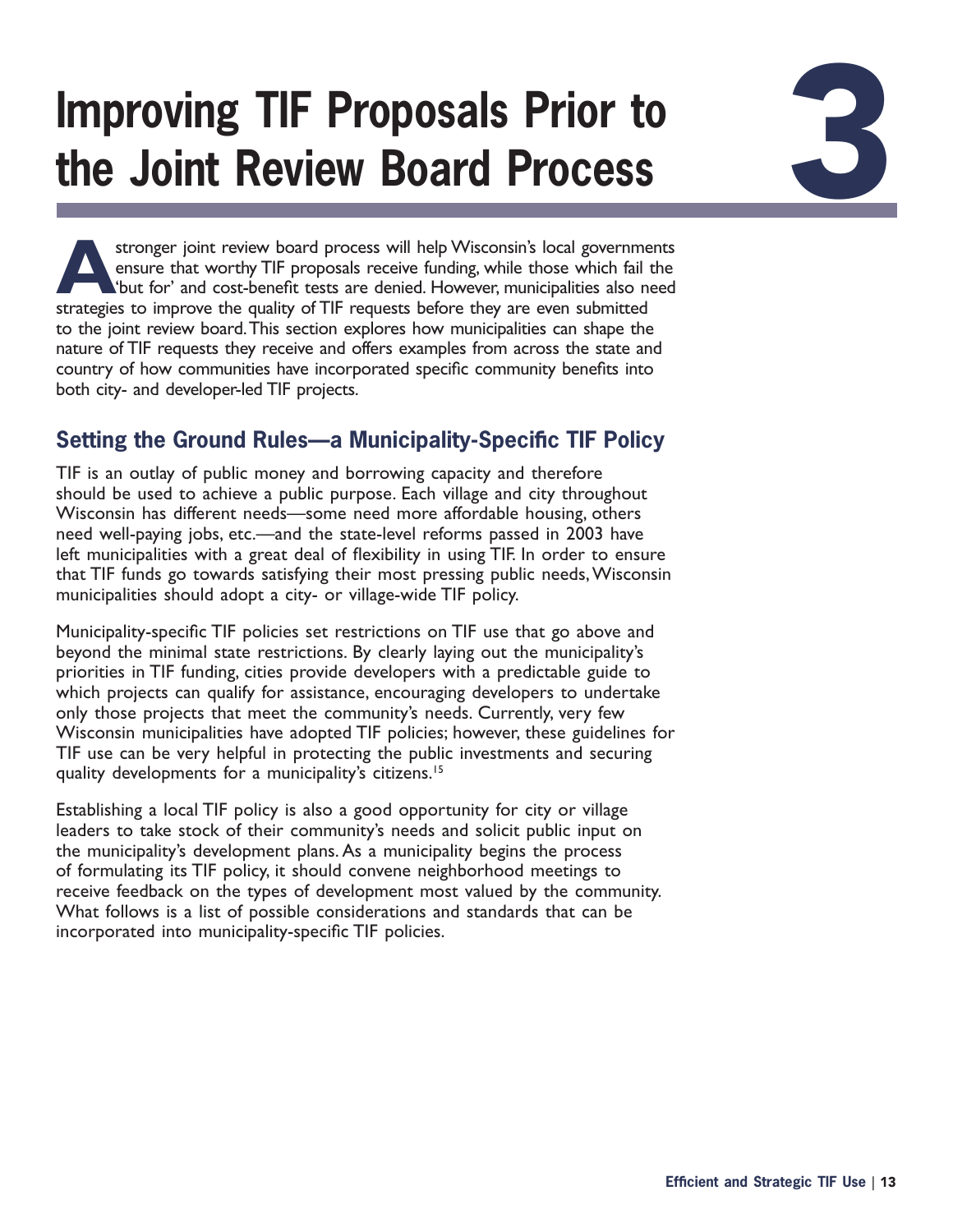# Improving TIF Proposals Prior to the Joint Review Board Process

3

A stronger joint review board process will help Wisconsin's local governments ensure that worthy TIF proposals receive funding, while those which fail the 'but for' and cost-benefit tests are denied. However, municipalities also need strategies to improve the quality of TIF requests before they are even submitted to the joint review board. This section explores how municipalities can shape the nature of TIF requests they receive and offers examples from across the state and country of how communities have incorporated specific community benefits into both city- and developer-led TIF projects.

## Setting the Ground Rules—a Municipality-Specific TIF Policy

TIF is an outlay of public money and borrowing capacity and therefore should be used to achieve a public purpose. Each village and city throughout Wisconsin has different needs—some need more affordable housing, others need well-paying jobs, etc.—and the state-level reforms passed in 2003 have left municipalities with a great deal of flexibility in using TIF. In order to ensure that TIF funds go towards satisfying their most pressing public needs, Wisconsin municipalities should adopt a city- or village-wide TIF policy.

Municipality-specific TIF policies set restrictions on TIF use that go above and beyond the minimal state restrictions. By clearly laying out the municipality's priorities in TIF funding, cities provide developers with a predictable guide to which projects can qualify for assistance, encouraging developers to undertake only those projects that meet the community's needs. Currently, very few Wisconsin municipalities have adopted TIF policies; however, these guidelines for TIF use can be very helpful in protecting the public investments and securing quality developments for a municipality's citizens.[15]

Establishing a local TIF policy is also a good opportunity for city or village leaders to take stock of their community's needs and solicit public input on the municipality's development plans. As a municipality begins the process of formulating its TIF policy, it should convene neighborhood meetings to receive feedback on the types of development most valued by the community. What follows is a list of possible considerations and standards that can be incorporated into municipality-specific TIF policies.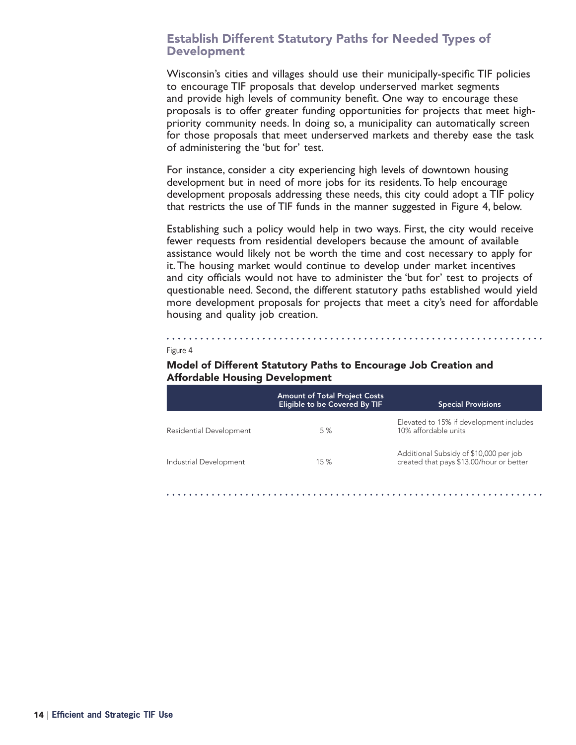## Establish Different Statutory Paths for Needed Types of Development

Wisconsin's cities and villages should use their municipally-specific TIF policies to encourage TIF proposals that develop underserved market segments and provide high levels of community benefit. One way to encourage these proposals is to offer greater funding opportunities for projects that meet high-priority community needs. In doing so, a municipality can automatically screen for those proposals that meet underserved markets and thereby ease the task of administering the 'but for' test.

For instance, consider a city experiencing high levels of downtown housing development but in need of more jobs for its residents. To help encourage development proposals addressing these needs, this city could adopt a TIF policy that restricts the use of TIF funds in the manner suggested in Figure 4, below.

Establishing such a policy would help in two ways. First, the city would receive fewer requests from residential developers because the amount of available assistance would likely not be worth the time and cost necessary to apply for it. The housing market would continue to develop under market incentives and city officials would not have to administer the 'but for' test to projects of questionable need. Second, the different statutory paths established would yield more development proposals for projects that meet a city's need for affordable housing and quality job creation.

Figure 4

**Model of Different Statutory Paths to Encourage Job Creation and Affordable Housing Development**

| | Amount of Total Project Costs Eligible to be Covered By TIF | Special Provisions |
|---|---|---|
| Residential Development | 5 % | Elevated to 15% if development includes 10% affordable units |
| Industrial Development | 15 % | Additional Subsidy of $10,000 per job created that pays $13.00/hour or better |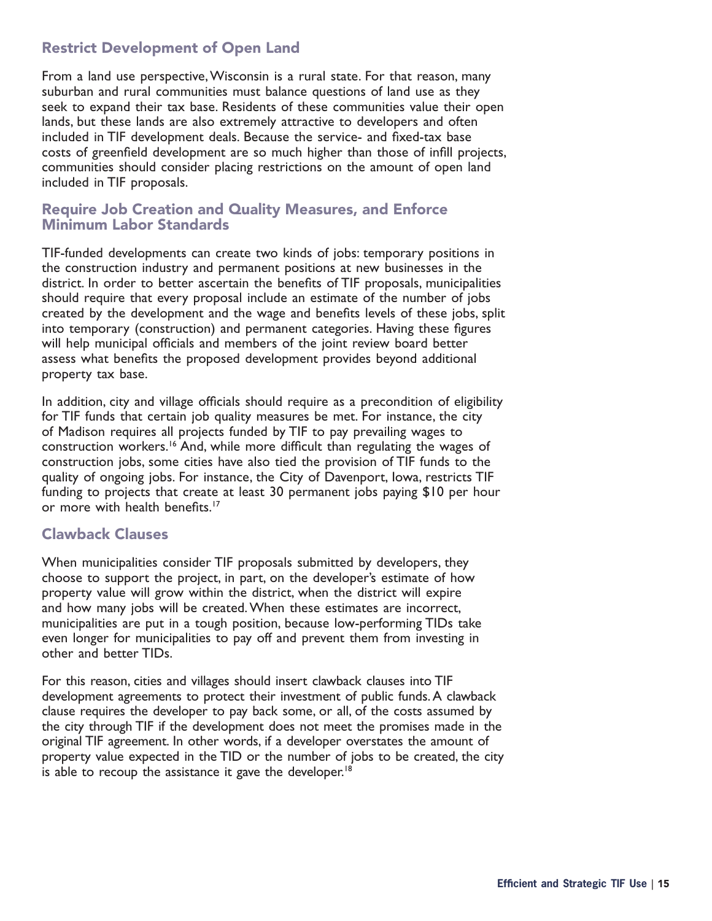## Restrict Development of Open Land

From a land use perspective, Wisconsin is a rural state. For that reason, many suburban and rural communities must balance questions of land use as they seek to expand their tax base. Residents of these communities value their open lands, but these lands are also extremely attractive to developers and often included in TIF development deals. Because the service- and fixed-tax base costs of greenfield development are so much higher than those of infill projects, communities should consider placing restrictions on the amount of open land included in TIF proposals.

## Require Job Creation and Quality Measures, and Enforce Minimum Labor Standards

TIF-funded developments can create two kinds of jobs: temporary positions in the construction industry and permanent positions at new businesses in the district. In order to better ascertain the benefits of TIF proposals, municipalities should require that every proposal include an estimate of the number of jobs created by the development and the wage and benefits levels of these jobs, split into temporary (construction) and permanent categories. Having these figures will help municipal officials and members of the joint review board better assess what benefits the proposed development provides beyond additional property tax base.

In addition, city and village officials should require as a precondition of eligibility for TIF funds that certain job quality measures be met. For instance, the city of Madison requires all projects funded by TIF to pay prevailing wages to construction workers.[16] And, while more difficult than regulating the wages of construction jobs, some cities have also tied the provision of TIF funds to the quality of ongoing jobs. For instance, the City of Davenport, Iowa, restricts TIF funding to projects that create at least 30 permanent jobs paying $10 per hour or more with health benefits.[17]

## Clawback Clauses

When municipalities consider TIF proposals submitted by developers, they choose to support the project, in part, on the developer's estimate of how property value will grow within the district, when the district will expire and how many jobs will be created. When these estimates are incorrect, municipalities are put in a tough position, because low-performing TIDs take even longer for municipalities to pay off and prevent them from investing in other and better TIDs.

For this reason, cities and villages should insert clawback clauses into TIF development agreements to protect their investment of public funds. A clawback clause requires the developer to pay back some, or all, of the costs assumed by the city through TIF if the development does not meet the promises made in the original TIF agreement. In other words, if a developer overstates the amount of property value expected in the TID or the number of jobs to be created, the city is able to recoup the assistance it gave the developer.[18]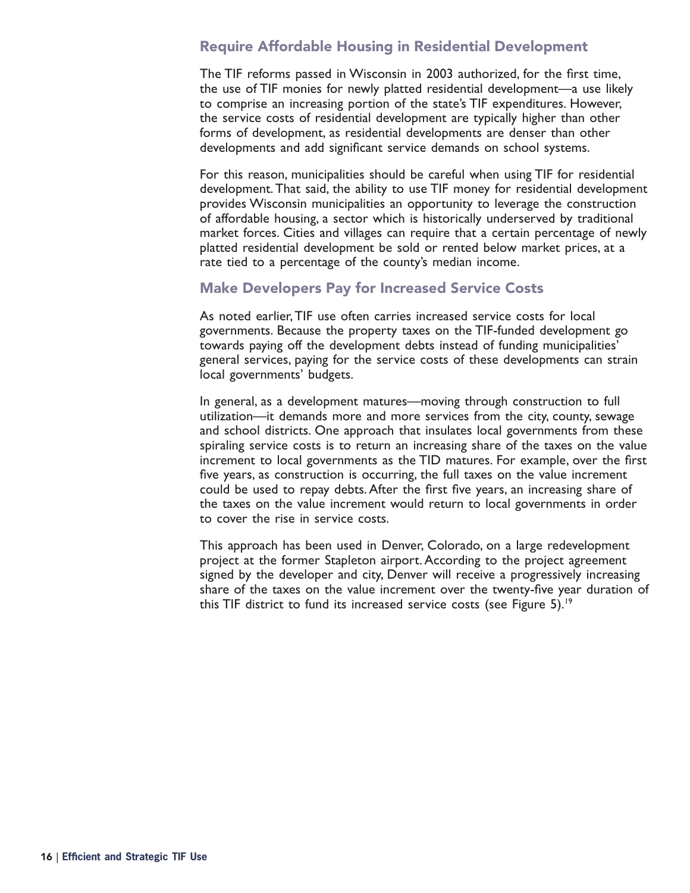## Require Affordable Housing in Residential Development

The TIF reforms passed in Wisconsin in 2003 authorized, for the first time, the use of TIF monies for newly platted residential development—a use likely to comprise an increasing portion of the state's TIF expenditures. However, the service costs of residential development are typically higher than other forms of development, as residential developments are denser than other developments and add significant service demands on school systems.

For this reason, municipalities should be careful when using TIF for residential development. That said, the ability to use TIF money for residential development provides Wisconsin municipalities an opportunity to leverage the construction of affordable housing, a sector which is historically underserved by traditional market forces. Cities and villages can require that a certain percentage of newly platted residential development be sold or rented below market prices, at a rate tied to a percentage of the county's median income.

## Make Developers Pay for Increased Service Costs

As noted earlier, TIF use often carries increased service costs for local governments. Because the property taxes on the TIF-funded development go towards paying off the development debts instead of funding municipalities' general services, paying for the service costs of these developments can strain local governments' budgets.

In general, as a development matures—moving through construction to full utilization—it demands more and more services from the city, county, sewage and school districts. One approach that insulates local governments from these spiraling service costs is to return an increasing share of the taxes on the value increment to local governments as the TID matures. For example, over the first five years, as construction is occurring, the full taxes on the value increment could be used to repay debts. After the first five years, an increasing share of the taxes on the value increment would return to local governments in order to cover the rise in service costs.

This approach has been used in Denver, Colorado, on a large redevelopment project at the former Stapleton airport. According to the project agreement signed by the developer and city, Denver will receive a progressively increasing share of the taxes on the value increment over the twenty-five year duration of this TIF district to fund its increased service costs (see Figure 5).[19]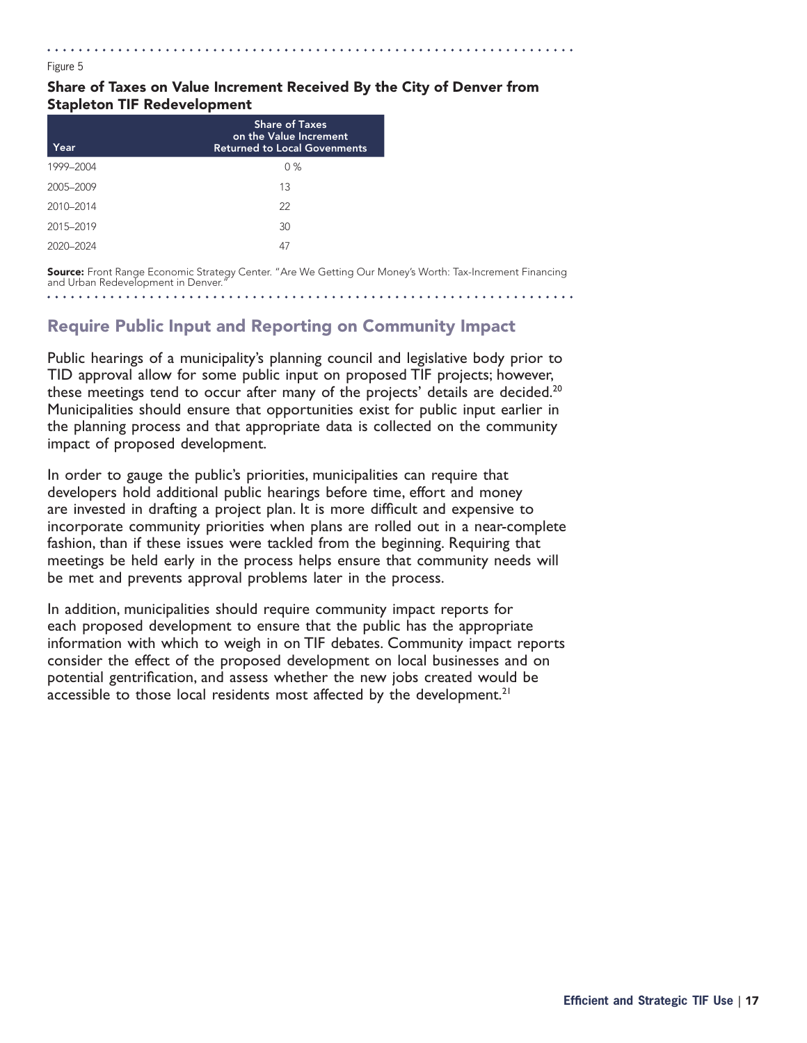Figure 5

**Share of Taxes on Value Increment Received By the City of Denver from Stapleton TIF Redevelopment**

| Year | Share of Taxes on the Value Increment Returned to Local Govenments |
|---|---|
| 1999–2004 | 0 % |
| 2005–2009 | 13 |
| 2010–2014 | 22 |
| 2015–2019 | 30 |
| 2020–2024 | 47 |

**Source:** Front Range Economic Strategy Center. "Are We Getting Our Money's Worth: Tax-Increment Financing and Urban Redevelopment in Denver."

## Require Public Input and Reporting on Community Impact

Public hearings of a municipality's planning council and legislative body prior to TID approval allow for some public input on proposed TIF projects; however, these meetings tend to occur after many of the projects' details are decided.[20] Municipalities should ensure that opportunities exist for public input earlier in the planning process and that appropriate data is collected on the community impact of proposed development.

In order to gauge the public's priorities, municipalities can require that developers hold additional public hearings before time, effort and money are invested in drafting a project plan. It is more difficult and expensive to incorporate community priorities when plans are rolled out in a near-complete fashion, than if these issues were tackled from the beginning. Requiring that meetings be held early in the process helps ensure that community needs will be met and prevents approval problems later in the process.

In addition, municipalities should require community impact reports for each proposed development to ensure that the public has the appropriate information with which to weigh in on TIF debates. Community impact reports consider the effect of the proposed development on local businesses and on potential gentrification, and assess whether the new jobs created would be accessible to those local residents most affected by the development.[21]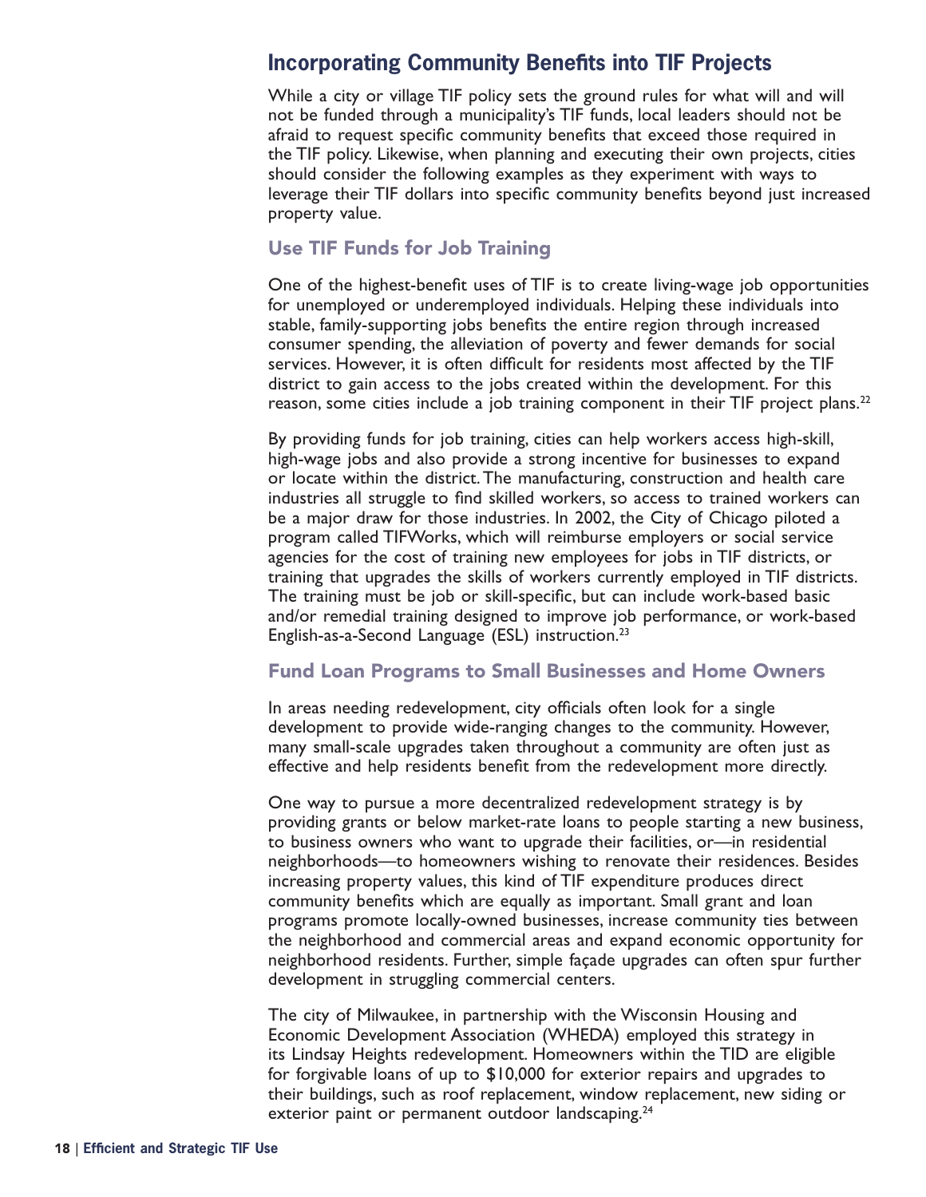## Incorporating Community Benefits into TIF Projects

While a city or village TIF policy sets the ground rules for what will and will not be funded through a municipality's TIF funds, local leaders should not be afraid to request specific community benefits that exceed those required in the TIF policy. Likewise, when planning and executing their own projects, cities should consider the following examples as they experiment with ways to leverage their TIF dollars into specific community benefits beyond just increased property value.

### Use TIF Funds for Job Training

One of the highest-benefit uses of TIF is to create living-wage job opportunities for unemployed or underemployed individuals. Helping these individuals into stable, family-supporting jobs benefits the entire region through increased consumer spending, the alleviation of poverty and fewer demands for social services. However, it is often difficult for residents most affected by the TIF district to gain access to the jobs created within the development. For this reason, some cities include a job training component in their TIF project plans.[22]

By providing funds for job training, cities can help workers access high-skill, high-wage jobs and also provide a strong incentive for businesses to expand or locate within the district. The manufacturing, construction and health care industries all struggle to find skilled workers, so access to trained workers can be a major draw for those industries. In 2002, the City of Chicago piloted a program called TIFWorks, which will reimburse employers or social service agencies for the cost of training new employees for jobs in TIF districts, or training that upgrades the skills of workers currently employed in TIF districts. The training must be job or skill-specific, but can include work-based basic and/or remedial training designed to improve job performance, or work-based English-as-a-Second Language (ESL) instruction.[23]

### Fund Loan Programs to Small Businesses and Home Owners

In areas needing redevelopment, city officials often look for a single development to provide wide-ranging changes to the community. However, many small-scale upgrades taken throughout a community are often just as effective and help residents benefit from the redevelopment more directly.

One way to pursue a more decentralized redevelopment strategy is by providing grants or below market-rate loans to people starting a new business, to business owners who want to upgrade their facilities, or—in residential neighborhoods—to homeowners wishing to renovate their residences. Besides increasing property values, this kind of TIF expenditure produces direct community benefits which are equally as important. Small grant and loan programs promote locally-owned businesses, increase community ties between the neighborhood and commercial areas and expand economic opportunity for neighborhood residents. Further, simple façade upgrades can often spur further development in struggling commercial centers.

The city of Milwaukee, in partnership with the Wisconsin Housing and Economic Development Association (WHEDA) employed this strategy in its Lindsay Heights redevelopment. Homeowners within the TID are eligible for forgivable loans of up to $10,000 for exterior repairs and upgrades to their buildings, such as roof replacement, window replacement, new siding or exterior paint or permanent outdoor landscaping.[24]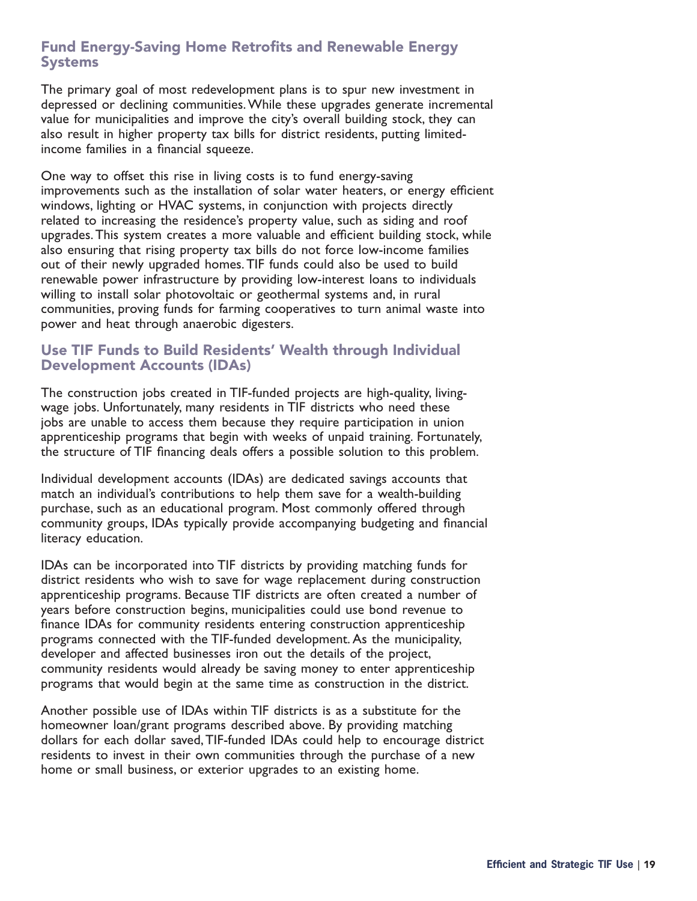## Fund Energy-Saving Home Retrofits and Renewable Energy Systems

The primary goal of most redevelopment plans is to spur new investment in depressed or declining communities. While these upgrades generate incremental value for municipalities and improve the city's overall building stock, they can also result in higher property tax bills for district residents, putting limited-income families in a financial squeeze.

One way to offset this rise in living costs is to fund energy-saving improvements such as the installation of solar water heaters, or energy efficient windows, lighting or HVAC systems, in conjunction with projects directly related to increasing the residence's property value, such as siding and roof upgrades. This system creates a more valuable and efficient building stock, while also ensuring that rising property tax bills do not force low-income families out of their newly upgraded homes. TIF funds could also be used to build renewable power infrastructure by providing low-interest loans to individuals willing to install solar photovoltaic or geothermal systems and, in rural communities, proving funds for farming cooperatives to turn animal waste into power and heat through anaerobic digesters.

## Use TIF Funds to Build Residents' Wealth through Individual Development Accounts (IDAs)

The construction jobs created in TIF-funded projects are high-quality, living-wage jobs. Unfortunately, many residents in TIF districts who need these jobs are unable to access them because they require participation in union apprenticeship programs that begin with weeks of unpaid training. Fortunately, the structure of TIF financing deals offers a possible solution to this problem.

Individual development accounts (IDAs) are dedicated savings accounts that match an individual's contributions to help them save for a wealth-building purchase, such as an educational program. Most commonly offered through community groups, IDAs typically provide accompanying budgeting and financial literacy education.

IDAs can be incorporated into TIF districts by providing matching funds for district residents who wish to save for wage replacement during construction apprenticeship programs. Because TIF districts are often created a number of years before construction begins, municipalities could use bond revenue to finance IDAs for community residents entering construction apprenticeship programs connected with the TIF-funded development. As the municipality, developer and affected businesses iron out the details of the project, community residents would already be saving money to enter apprenticeship programs that would begin at the same time as construction in the district.

Another possible use of IDAs within TIF districts is as a substitute for the homeowner loan/grant programs described above. By providing matching dollars for each dollar saved, TIF-funded IDAs could help to encourage district residents to invest in their own communities through the purchase of a new home or small business, or exterior upgrades to an existing home.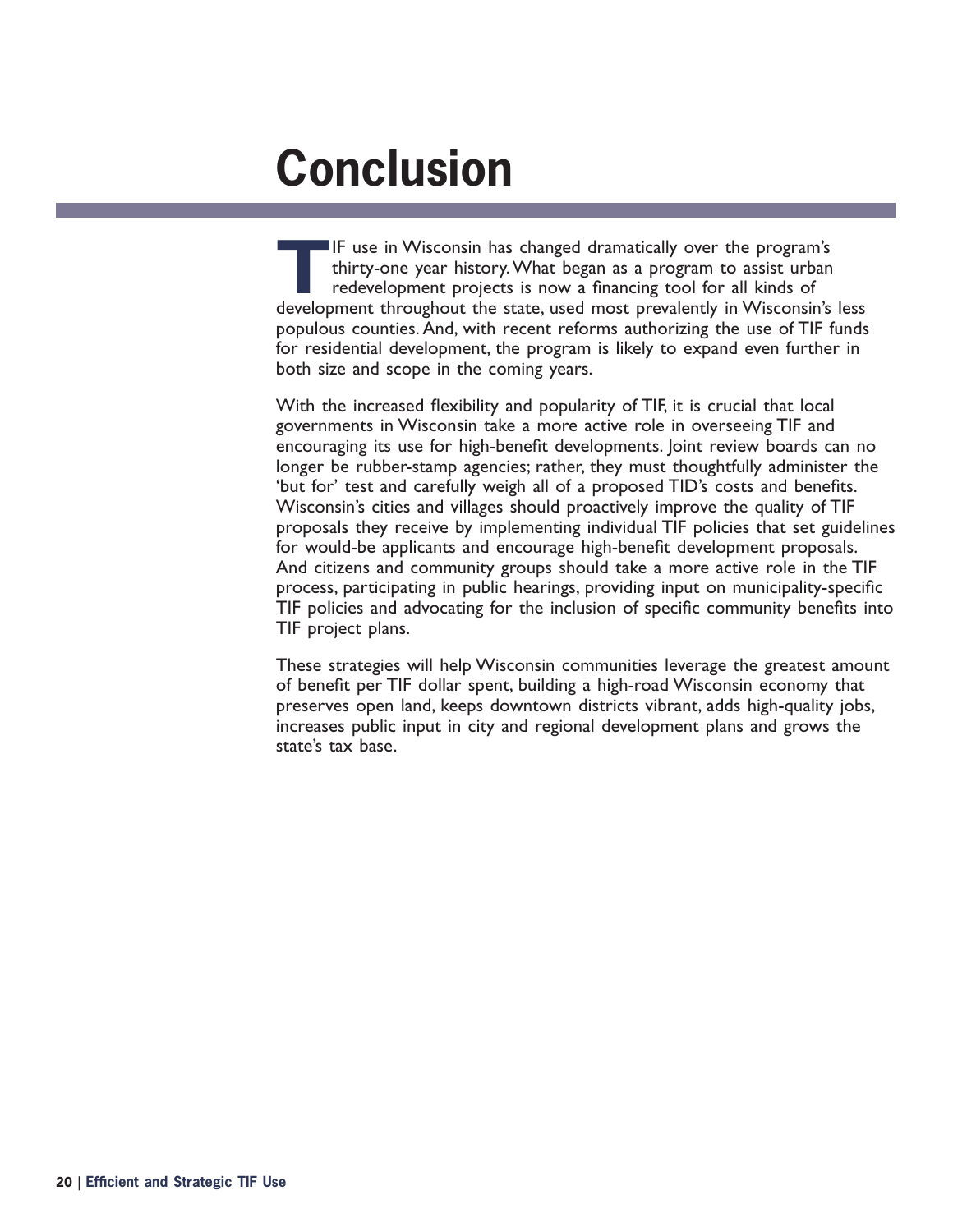# Conclusion

TIF use in Wisconsin has changed dramatically over the program's thirty-one year history. What began as a program to assist urban redevelopment projects is now a financing tool for all kinds of development throughout the state, used most prevalently in Wisconsin's less populous counties. And, with recent reforms authorizing the use of TIF funds for residential development, the program is likely to expand even further in both size and scope in the coming years.

With the increased flexibility and popularity of TIF, it is crucial that local governments in Wisconsin take a more active role in overseeing TIF and encouraging its use for high-benefit developments. Joint review boards can no longer be rubber-stamp agencies; rather, they must thoughtfully administer the 'but for' test and carefully weigh all of a proposed TID's costs and benefits. Wisconsin's cities and villages should proactively improve the quality of TIF proposals they receive by implementing individual TIF policies that set guidelines for would-be applicants and encourage high-benefit development proposals. And citizens and community groups should take a more active role in the TIF process, participating in public hearings, providing input on municipality-specific TIF policies and advocating for the inclusion of specific community benefits into TIF project plans.

These strategies will help Wisconsin communities leverage the greatest amount of benefit per TIF dollar spent, building a high-road Wisconsin economy that preserves open land, keeps downtown districts vibrant, adds high-quality jobs, increases public input in city and regional development plans and grows the state's tax base.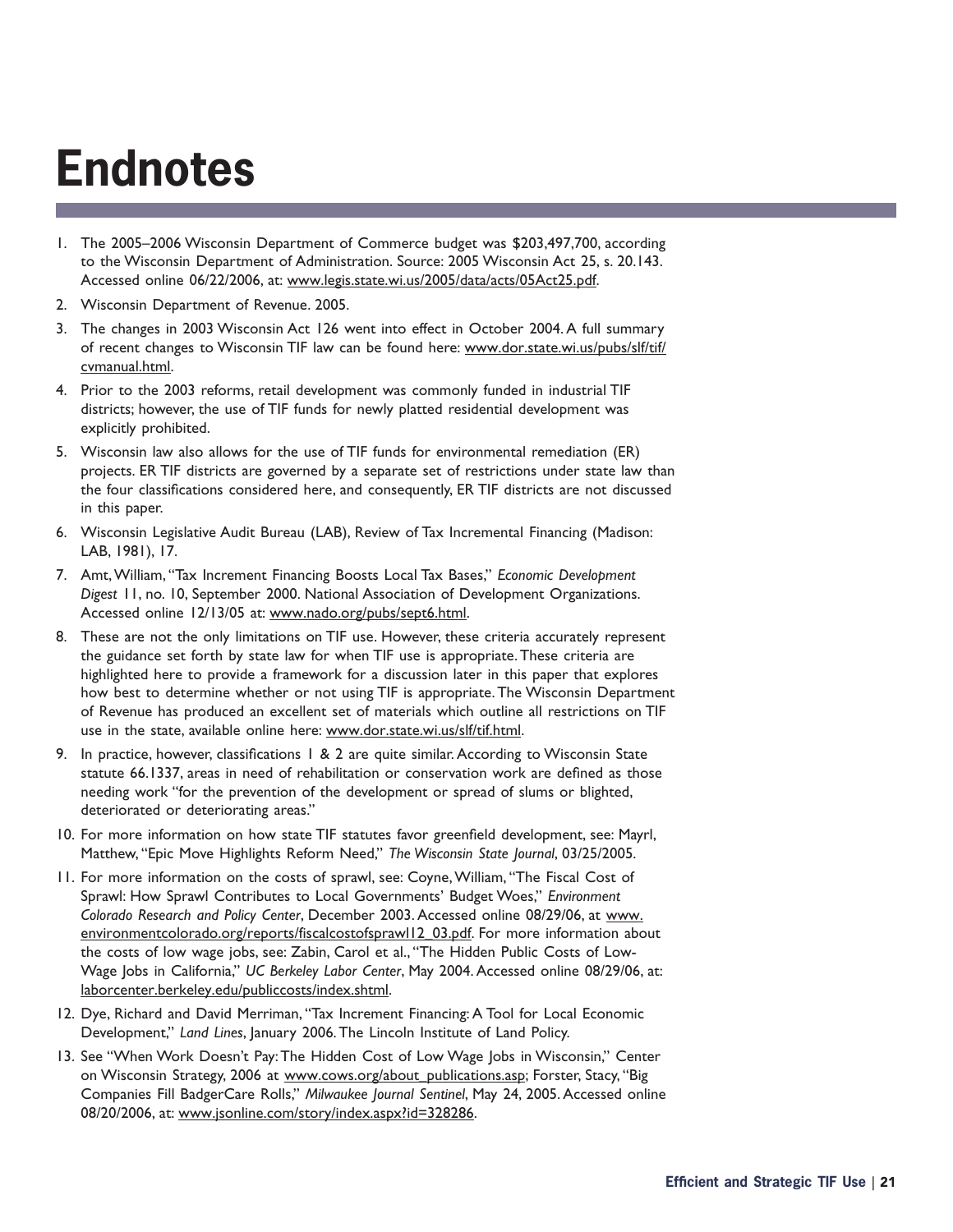# Endnotes

1. The 2005–2006 Wisconsin Department of Commerce budget was $203,497,700, according to the Wisconsin Department of Administration. Source: 2005 Wisconsin Act 25, s. 20.143. Accessed online 06/22/2006, at: www.legis.state.wi.us/2005/data/acts/05Act25.pdf.
2. Wisconsin Department of Revenue. 2005.
3. The changes in 2003 Wisconsin Act 126 went into effect in October 2004. A full summary of recent changes to Wisconsin TIF law can be found here: www.dor.state.wi.us/pubs/slf/tif/cvmanual.html.
4. Prior to the 2003 reforms, retail development was commonly funded in industrial TIF districts; however, the use of TIF funds for newly platted residential development was explicitly prohibited.
5. Wisconsin law also allows for the use of TIF funds for environmental remediation (ER) projects. ER TIF districts are governed by a separate set of restrictions under state law than the four classifications considered here, and consequently, ER TIF districts are not discussed in this paper.
6. Wisconsin Legislative Audit Bureau (LAB), Review of Tax Incremental Financing (Madison: LAB, 1981), 17.
7. Amt, William, "Tax Increment Financing Boosts Local Tax Bases," *Economic Development Digest* 11, no. 10, September 2000. National Association of Development Organizations. Accessed online 12/13/05 at: www.nado.org/pubs/sept6.html.
8. These are not the only limitations on TIF use. However, these criteria accurately represent the guidance set forth by state law for when TIF use is appropriate. These criteria are highlighted here to provide a framework for a discussion later in this paper that explores how best to determine whether or not using TIF is appropriate. The Wisconsin Department of Revenue has produced an excellent set of materials which outline all restrictions on TIF use in the state, available online here: www.dor.state.wi.us/slf/tif.html.
9. In practice, however, classifications 1 & 2 are quite similar. According to Wisconsin State statute 66.1337, areas in need of rehabilitation or conservation work are defined as those needing work "for the prevention of the development or spread of slums or blighted, deteriorated or deteriorating areas."
10. For more information on how state TIF statutes favor greenfield development, see: Mayrl, Matthew, "Epic Move Highlights Reform Need," *The Wisconsin State Journal*, 03/25/2005.
11. For more information on the costs of sprawl, see: Coyne, William, "The Fiscal Cost of Sprawl: How Sprawl Contributes to Local Governments' Budget Woes," *Environment Colorado Research and Policy Center*, December 2003. Accessed online 08/29/06, at www.environmentcolorado.org/reports/fiscalcostofsprawl12_03.pdf. For more information about the costs of low wage jobs, see: Zabin, Carol et al., "The Hidden Public Costs of Low-Wage Jobs in California," *UC Berkeley Labor Center*, May 2004. Accessed online 08/29/06, at: laborcenter.berkeley.edu/publiccosts/index.shtml.
12. Dye, Richard and David Merriman, "Tax Increment Financing: A Tool for Local Economic Development," *Land Lines*, January 2006. The Lincoln Institute of Land Policy.
13. See "When Work Doesn't Pay: The Hidden Cost of Low Wage Jobs in Wisconsin," Center on Wisconsin Strategy, 2006 at www.cows.org/about_publications.asp; Forster, Stacy, "Big Companies Fill BadgerCare Rolls," *Milwaukee Journal Sentinel*, May 24, 2005. Accessed online 08/20/2006, at: www.jsonline.com/story/index.aspx?id=328286.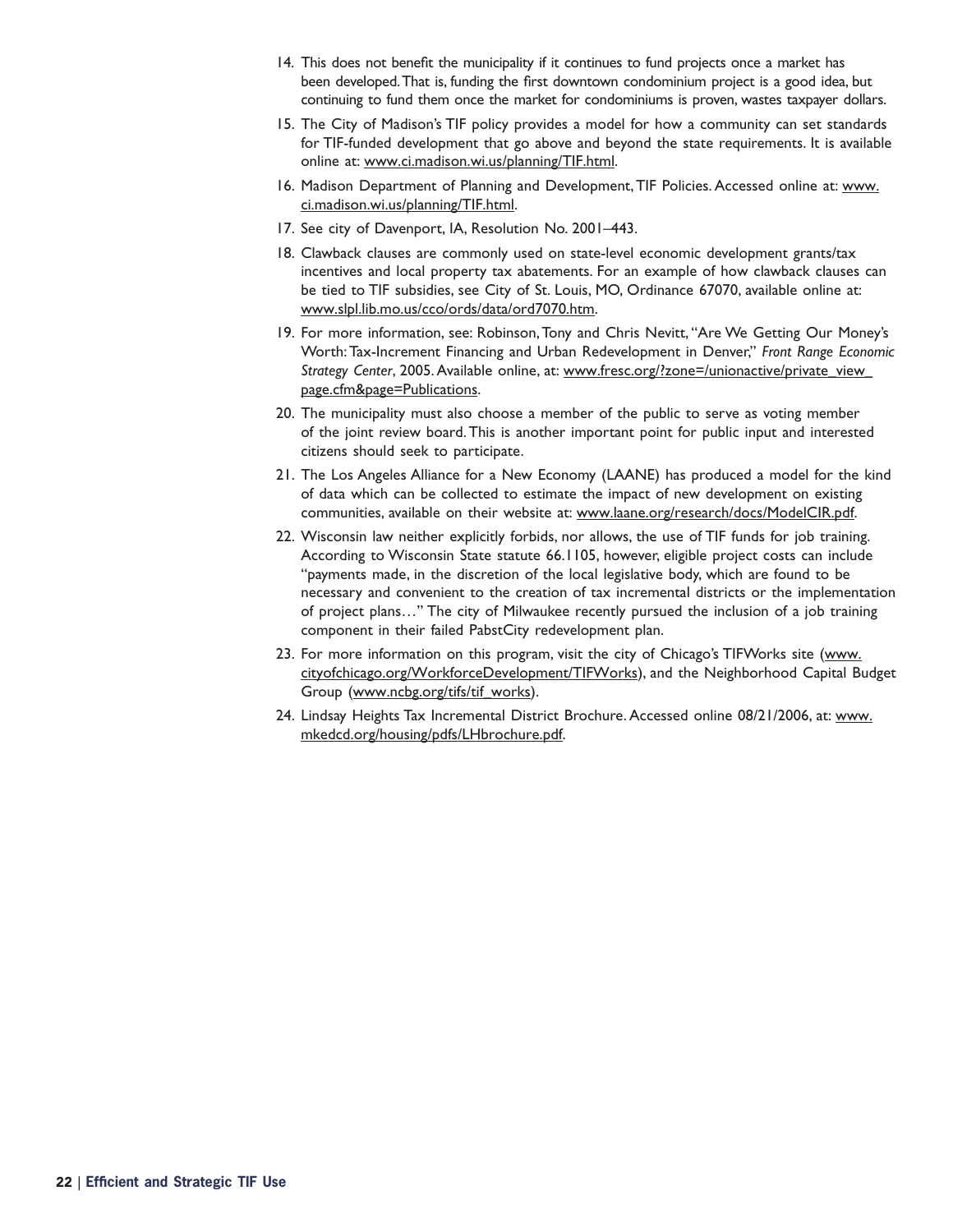14. This does not benefit the municipality if it continues to fund projects once a market has been developed. That is, funding the first downtown condominium project is a good idea, but continuing to fund them once the market for condominiums is proven, wastes taxpayer dollars.
15. The City of Madison's TIF policy provides a model for how a community can set standards for TIF-funded development that go above and beyond the state requirements. It is available online at: www.ci.madison.wi.us/planning/TIF.html.
16. Madison Department of Planning and Development, TIF Policies. Accessed online at: www.ci.madison.wi.us/planning/TIF.html.
17. See city of Davenport, IA, Resolution No. 2001–443.
18. Clawback clauses are commonly used on state-level economic development grants/tax incentives and local property tax abatements. For an example of how clawback clauses can be tied to TIF subsidies, see City of St. Louis, MO, Ordinance 67070, available online at: www.slpl.lib.mo.us/cco/ords/data/ord7070.htm.
19. For more information, see: Robinson, Tony and Chris Nevitt, "Are We Getting Our Money's Worth: Tax-Increment Financing and Urban Redevelopment in Denver," *Front Range Economic Strategy Center*, 2005. Available online, at: www.fresc.org/?zone=/unionactive/private_view_page.cfm&page=Publications.
20. The municipality must also choose a member of the public to serve as voting member of the joint review board. This is another important point for public input and interested citizens should seek to participate.
21. The Los Angeles Alliance for a New Economy (LAANE) has produced a model for the kind of data which can be collected to estimate the impact of new development on existing communities, available on their website at: www.laane.org/research/docs/ModelCIR.pdf.
22. Wisconsin law neither explicitly forbids, nor allows, the use of TIF funds for job training. According to Wisconsin State statute 66.1105, however, eligible project costs can include "payments made, in the discretion of the local legislative body, which are found to be necessary and convenient to the creation of tax incremental districts or the implementation of project plans…" The city of Milwaukee recently pursued the inclusion of a job training component in their failed PabstCity redevelopment plan.
23. For more information on this program, visit the city of Chicago's TIFWorks site (www.cityofchicago.org/WorkforceDevelopment/TIFWorks), and the Neighborhood Capital Budget Group (www.ncbg.org/tifs/tif_works).
24. Lindsay Heights Tax Incremental District Brochure. Accessed online 08/21/2006, at: www.mkedcd.org/housing/pdfs/LHbrochure.pdf.